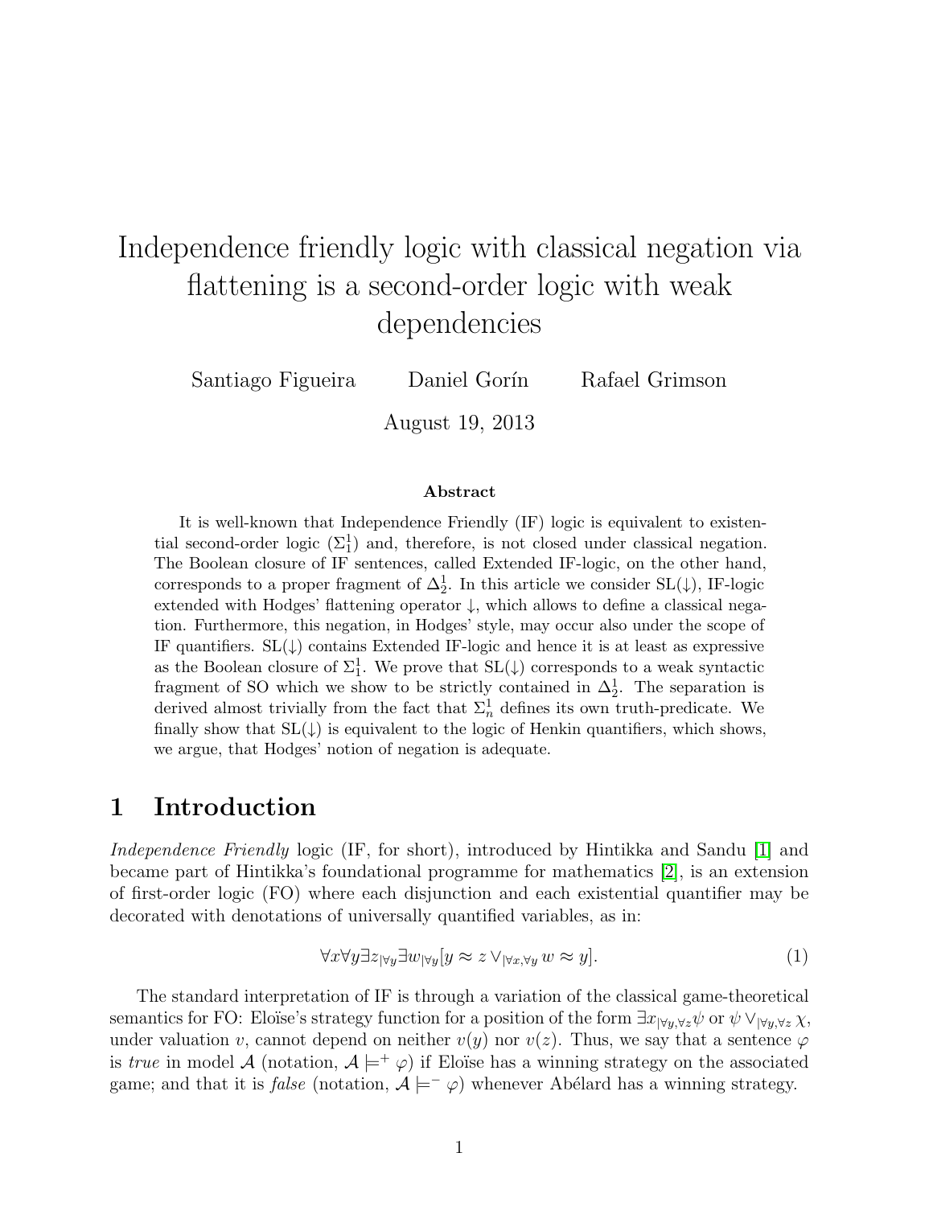# Independence friendly logic with classical negation via flattening is a second-order logic with weak dependencies

Santiago Figueira Daniel Gorín Rafael Grimson

August 19, 2013

### Abstract

It is well-known that Independence Friendly (IF) logic is equivalent to existential second-order logic ($\Sigma^1_1$) and, therefore, is not closed under classical negation. The Boolean closure of IF sentences, called Extended IF-logic, on the other hand, corresponds to a proper fragment of $\Delta^1_2$. In this article we consider SL($\downarrow$), IF-logic extended with Hodges' flattening operator $\downarrow$, which allows to define a classical negation. Furthermore, this negation, in Hodges' style, may occur also under the scope of IF quantifiers. SL($\downarrow$) contains Extended IF-logic and hence it is at least as expressive as the Boolean closure of $\Sigma^1_1$. We prove that SL($\downarrow$) corresponds to a weak syntactic fragment of SO which we show to be strictly contained in $\Delta^1_2$. The separation is derived almost trivially from the fact that $\Sigma^1_n$ defines its own truth-predicate. We finally show that SL($\downarrow$) is equivalent to the logic of Henkin quantifiers, which shows, we argue, that Hodges' notion of negation is adequate.

## 1 Introduction

*Independence Friendly* logic (IF, for short), introduced by Hintikka and Sandu [1] and became part of Hintikka's foundational programme for mathematics [2], is an extension of first-order logic (FO) where each disjunction and each existential quantifier may be decorated with denotations of universally quantified variables, as in:

$$\forall x \forall y \exists z_{|\forall y} \exists w_{|\forall y} [y \approx z \vee_{|\forall x, \forall y} w \approx y]. \tag{1}$$

The standard interpretation of IF is through a variation of the classical game-theoretical semantics for FO: Eloïse's strategy function for a position of the form $\exists x_{|\forall y, \forall z} \psi$ or $\psi \vee_{|\forall y, \forall z} \chi$, under valuation $v$, cannot depend on neither $v(y)$ nor $v(z)$. Thus, we say that a sentence $\varphi$ is *true* in model $\mathcal{A}$ (notation, $\mathcal{A} \models^+ \varphi$) if Eloïse has a winning strategy on the associated game; and that it is *false* (notation, $\mathcal{A} \models^- \varphi$) whenever Abélard has a winning strategy.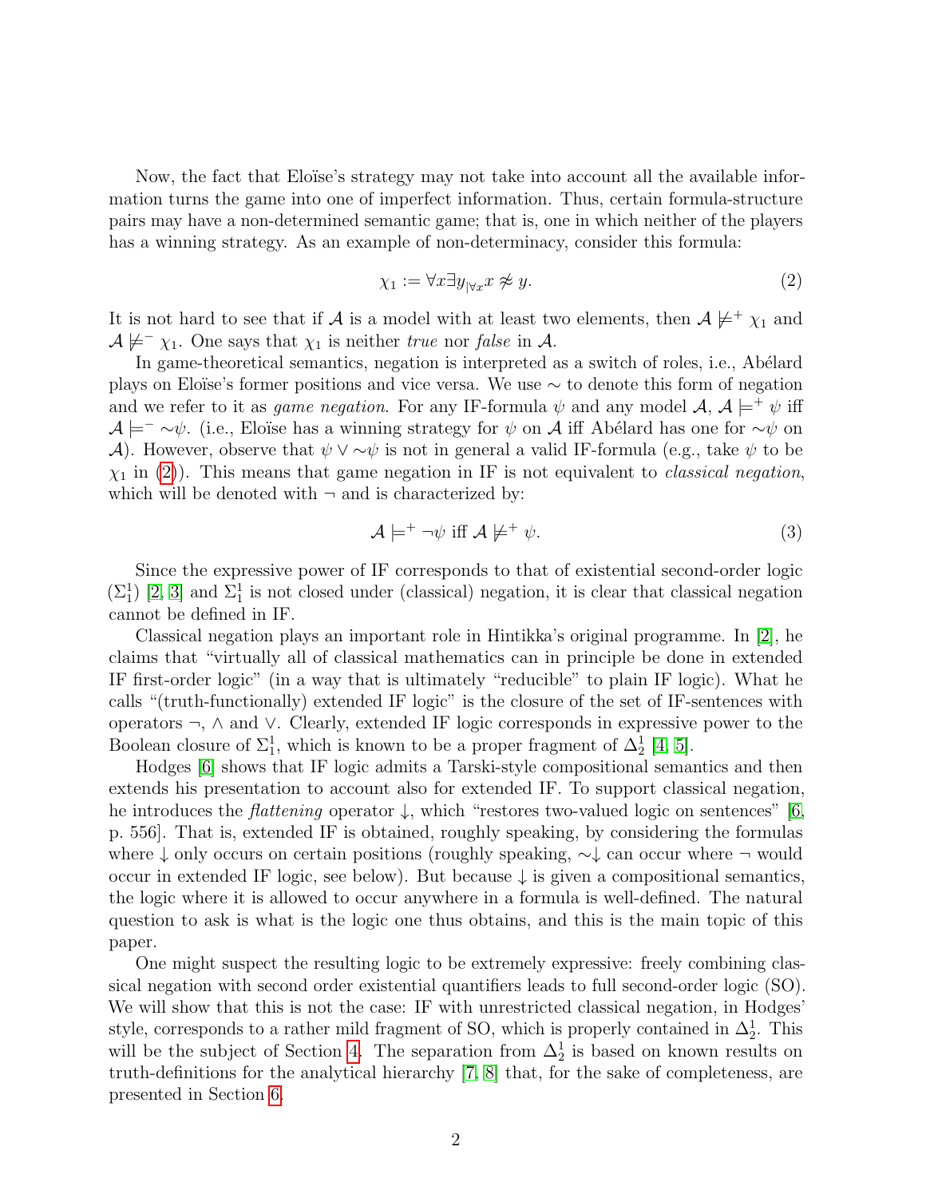Now, the fact that Eloïse's strategy may not take into account all the available information turns the game into one of imperfect information. Thus, certain formula-structure pairs may have a non-determined semantic game; that is, one in which neither of the players has a winning strategy. As an example of non-determinacy, consider this formula:

$$\chi_1 := \forall x \exists y_{|\forall x} x \not\approx y. \tag{2}$$

It is not hard to see that if $\mathcal{A}$ is a model with at least two elements, then $\mathcal{A} \not\models^+ \chi_1$ and $\mathcal{A} \not\models^- \chi_1$. One says that $\chi_1$ is neither *true* nor *false* in $\mathcal{A}$.

In game-theoretical semantics, negation is interpreted as a switch of roles, i.e., Abélard plays on Eloïse's former positions and vice versa. We use $\sim$ to denote this form of negation and we refer to it as *game negation*. For any IF-formula $\psi$ and any model $\mathcal{A}$, $\mathcal{A} \models^+ \psi$ iff $\mathcal{A} \models^- {\sim}\psi$. (i.e., Eloïse has a winning strategy for $\psi$ on $\mathcal{A}$ iff Abélard has one for ${\sim}\psi$ on $\mathcal{A}$). However, observe that $\psi \vee {\sim}\psi$ is not in general a valid IF-formula (e.g., take $\psi$ to be $\chi_1$ in (2)). This means that game negation in IF is not equivalent to *classical negation*, which will be denoted with $\neg$ and is characterized by:

$$\mathcal{A} \models^+ \neg\psi \text{ iff } \mathcal{A} \not\models^+ \psi. \tag{3}$$

Since the expressive power of IF corresponds to that of existential second-order logic ($\Sigma^1_1$) [2, 3] and $\Sigma^1_1$ is not closed under (classical) negation, it is clear that classical negation cannot be defined in IF.

Classical negation plays an important role in Hintikka's original programme. In [2], he claims that "virtually all of classical mathematics can in principle be done in extended IF first-order logic" (in a way that is ultimately "reducible" to plain IF logic). What he calls "(truth-functionally) extended IF logic" is the closure of the set of IF-sentences with operators $\neg$, $\wedge$ and $\vee$. Clearly, extended IF logic corresponds in expressive power to the Boolean closure of $\Sigma^1_1$, which is known to be a proper fragment of $\Delta^1_2$ [4, 5].

Hodges [6] shows that IF logic admits a Tarski-style compositional semantics and then extends his presentation to account also for extended IF. To support classical negation, he introduces the *flattening* operator $\downarrow$, which "restores two-valued logic on sentences" [6, p. 556]. That is, extended IF is obtained, roughly speaking, by considering the formulas where $\downarrow$ only occurs on certain positions (roughly speaking, ${\sim}\downarrow$ can occur where $\neg$ would occur in extended IF logic, see below). But because $\downarrow$ is given a compositional semantics, the logic where it is allowed to occur anywhere in a formula is well-defined. The natural question to ask is what is the logic one thus obtains, and this is the main topic of this paper.

One might suspect the resulting logic to be extremely expressive: freely combining classical negation with second order existential quantifiers leads to full second-order logic (SO). We will show that this is not the case: IF with unrestricted classical negation, in Hodges' style, corresponds to a rather mild fragment of SO, which is properly contained in $\Delta^1_2$. This will be the subject of Section 4. The separation from $\Delta^1_2$ is based on known results on truth-definitions for the analytical hierarchy [7, 8] that, for the sake of completeness, are presented in Section 6.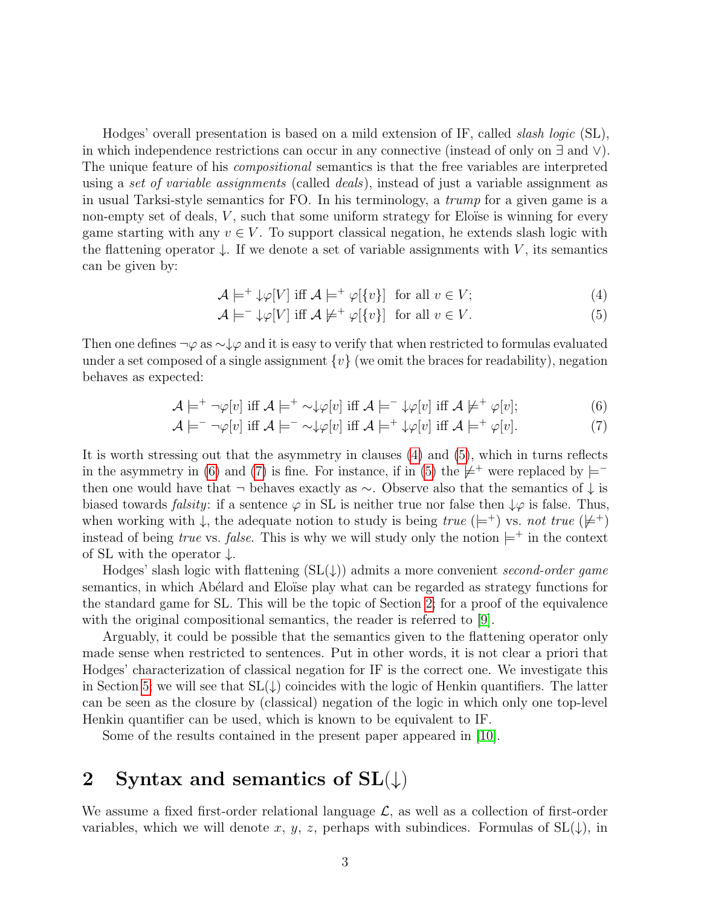Hodges' overall presentation is based on a mild extension of IF, called *slash logic* (SL), in which independence restrictions can occur in any connective (instead of only on $\exists$ and $\vee$). The unique feature of his *compositional* semantics is that the free variables are interpreted using a *set of variable assignments* (called *deals*), instead of just a variable assignment as in usual Tarksi-style semantics for FO. In his terminology, a *trump* for a given game is a non-empty set of deals, $V$, such that some uniform strategy for Eloïse is winning for every game starting with any $v \in V$. To support classical negation, he extends slash logic with the flattening operator $\downarrow$. If we denote a set of variable assignments with $V$, its semantics can be given by:

$$\mathcal{A} \models^{+} {\downarrow}\varphi[V] \text{ iff } \mathcal{A} \models^{+} \varphi[\{v\}] \text{ for all } v \in V; \tag{4}$$

$$\mathcal{A} \models^{-} {\downarrow}\varphi[V] \text{ iff } \mathcal{A} \not\models^{+} \varphi[\{v\}] \text{ for all } v \in V. \tag{5}$$

Then one defines $\neg\varphi$ as ${\sim}{\downarrow}\varphi$ and it is easy to verify that when restricted to formulas evaluated under a set composed of a single assignment $\{v\}$ (we omit the braces for readability), negation behaves as expected:

$$\mathcal{A} \models^{+} \neg\varphi[v] \text{ iff } \mathcal{A} \models^{+} {\sim}{\downarrow}\varphi[v] \text{ iff } \mathcal{A} \models^{-} {\downarrow}\varphi[v] \text{ iff } \mathcal{A} \not\models^{+} \varphi[v]; \tag{6}$$

$$\mathcal{A} \models^{-} \neg\varphi[v] \text{ iff } \mathcal{A} \models^{-} {\sim}{\downarrow}\varphi[v] \text{ iff } \mathcal{A} \models^{+} {\downarrow}\varphi[v] \text{ iff } \mathcal{A} \models^{+} \varphi[v]. \tag{7}$$

It is worth stressing out that the asymmetry in clauses (4) and (5), which in turns reflects in the asymmetry in (6) and (7) is fine. For instance, if in (5) the $\not\models^{+}$ were replaced by $\models^{-}$ then one would have that $\neg$ behaves exactly as $\sim$. Observe also that the semantics of $\downarrow$ is biased towards *falsity*: if a sentence $\varphi$ in SL is neither true nor false then ${\downarrow}\varphi$ is false. Thus, when working with $\downarrow$, the adequate notion to study is being *true* ($\models^{+}$) vs. *not true* ($\not\models^{+}$) instead of being *true* vs. *false*. This is why we will study only the notion $\models^{+}$ in the context of SL with the operator $\downarrow$.

Hodges' slash logic with flattening (SL($\downarrow$)) admits a more convenient *second-order game* semantics, in which Abélard and Eloïse play what can be regarded as strategy functions for the standard game for SL. This will be the topic of Section 2; for a proof of the equivalence with the original compositional semantics, the reader is referred to [9].

Arguably, it could be possible that the semantics given to the flattening operator only made sense when restricted to sentences. Put in other words, it is not clear a priori that Hodges' characterization of classical negation for IF is the correct one. We investigate this in Section 5; we will see that SL($\downarrow$) coincides with the logic of Henkin quantifiers. The latter can be seen as the closure by (classical) negation of the logic in which only one top-level Henkin quantifier can be used, which is known to be equivalent to IF.

Some of the results contained in the present paper appeared in [10].

## 2 Syntax and semantics of SL($\downarrow$)

We assume a fixed first-order relational language $\mathcal{L}$, as well as a collection of first-order variables, which we will denote $x$, $y$, $z$, perhaps with subindices. Formulas of SL($\downarrow$), in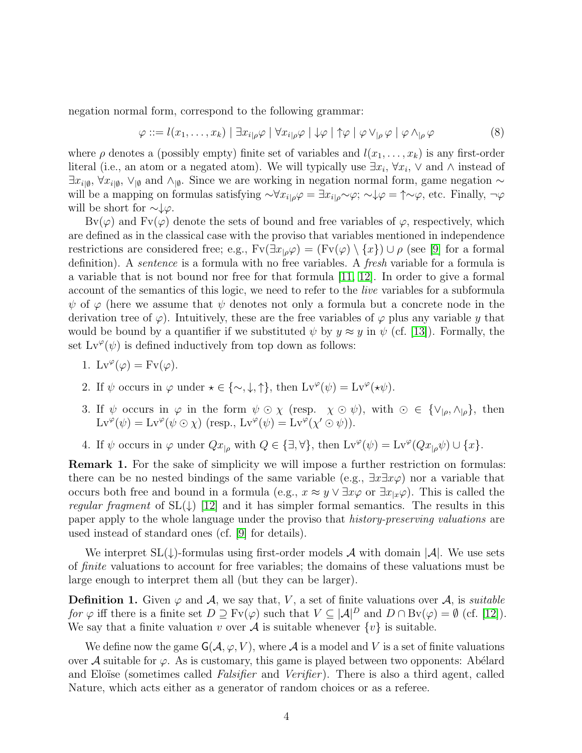negation normal form, correspond to the following grammar:

$$\varphi ::= l(x_1, \ldots, x_k) \mid \exists x_{i|\rho}\varphi \mid \forall x_{i|\rho}\varphi \mid {\downarrow}\varphi \mid {\uparrow}\varphi \mid \varphi \vee_{|\rho} \varphi \mid \varphi \wedge_{|\rho} \varphi \tag{8}$$

where $\rho$ denotes a (possibly empty) finite set of variables and $l(x_1, \ldots, x_k)$ is any first-order literal (i.e., an atom or a negated atom). We will typically use $\exists x_i$, $\forall x_i$, $\vee$ and $\wedge$ instead of $\exists x_{i|\emptyset}$, $\forall x_{i|\emptyset}$, $\vee_{|\emptyset}$ and $\wedge_{|\emptyset}$. Since we are working in negation normal form, game negation $\sim$ will be a mapping on formulas satisfying $\sim\forall x_{i|\rho}\varphi = \exists x_{i|\rho}{\sim}\varphi$; $\sim{\downarrow}\varphi = {\uparrow}{\sim}\varphi$, etc. Finally, $\neg\varphi$ will be short for $\sim{\downarrow}\varphi$.

$\mathrm{Bv}(\varphi)$ and $\mathrm{Fv}(\varphi)$ denote the sets of bound and free variables of $\varphi$, respectively, which are defined as in the classical case with the proviso that variables mentioned in independence restrictions are considered free; e.g., $\mathrm{Fv}(\exists x_{|\rho}\varphi) = (\mathrm{Fv}(\varphi) \setminus \{x\}) \cup \rho$ (see [9] for a formal definition). A *sentence* is a formula with no free variables. A *fresh* variable for a formula is a variable that is not bound nor free for that formula [11, 12]. In order to give a formal account of the semantics of this logic, we need to refer to the *live* variables for a subformula $\psi$ of $\varphi$ (here we assume that $\psi$ denotes not only a formula but a concrete node in the derivation tree of $\varphi$). Intuitively, these are the free variables of $\varphi$ plus any variable $y$ that would be bound by a quantifier if we substituted $\psi$ by $y \approx y$ in $\psi$ (cf. [13]). Formally, the set $\mathrm{Lv}^{\varphi}(\psi)$ is defined inductively from top down as follows:

1. $\mathrm{Lv}^{\varphi}(\varphi) = \mathrm{Fv}(\varphi)$.
2. If $\psi$ occurs in $\varphi$ under $\star \in \{\sim, \downarrow, \uparrow\}$, then $\mathrm{Lv}^{\varphi}(\psi) = \mathrm{Lv}^{\varphi}(\star\psi)$.
3. If $\psi$ occurs in $\varphi$ in the form $\psi \odot \chi$ (resp. $\chi \odot \psi$), with $\odot \in \{\vee_{|\rho}, \wedge_{|\rho}\}$, then $\mathrm{Lv}^{\varphi}(\psi) = \mathrm{Lv}^{\varphi}(\psi \odot \chi)$ (resp., $\mathrm{Lv}^{\varphi}(\psi) = \mathrm{Lv}^{\varphi}(\chi' \odot \psi)$).
4. If $\psi$ occurs in $\varphi$ under $Qx_{|\rho}$ with $Q \in \{\exists, \forall\}$, then $\mathrm{Lv}^{\varphi}(\psi) = \mathrm{Lv}^{\varphi}(Qx_{|\rho}\psi) \cup \{x\}$.

**Remark 1.** For the sake of simplicity we will impose a further restriction on formulas: there can be no nested bindings of the same variable (e.g., $\exists x \exists x \varphi$) nor a variable that occurs both free and bound in a formula (e.g., $x \approx y \vee \exists x \varphi$ or $\exists x_{|x}\varphi$). This is called the *regular fragment* of SL($\downarrow$) [12] and it has simpler formal semantics. The results in this paper apply to the whole language under the proviso that *history-preserving valuations* are used instead of standard ones (cf. [9] for details).

We interpret SL($\downarrow$)-formulas using first-order models $\mathcal{A}$ with domain $|\mathcal{A}|$. We use sets of *finite* valuations to account for free variables; the domains of these valuations must be large enough to interpret them all (but they can be larger).

**Definition 1.** Given $\varphi$ and $\mathcal{A}$, we say that, $V$, a set of finite valuations over $\mathcal{A}$, is *suitable for* $\varphi$ iff there is a finite set $D \supseteq \mathrm{Fv}(\varphi)$ such that $V \subseteq |\mathcal{A}|^D$ and $D \cap \mathrm{Bv}(\varphi) = \emptyset$ (cf. [12]). We say that a finite valuation $v$ over $\mathcal{A}$ is suitable whenever $\{v\}$ is suitable.

We define now the game $\mathsf{G}(\mathcal{A}, \varphi, V)$, where $\mathcal{A}$ is a model and $V$ is a set of finite valuations over $\mathcal{A}$ suitable for $\varphi$. As is customary, this game is played between two opponents: Abélard and Eloïse (sometimes called *Falsifier* and *Verifier*). There is also a third agent, called Nature, which acts either as a generator of random choices or as a referee.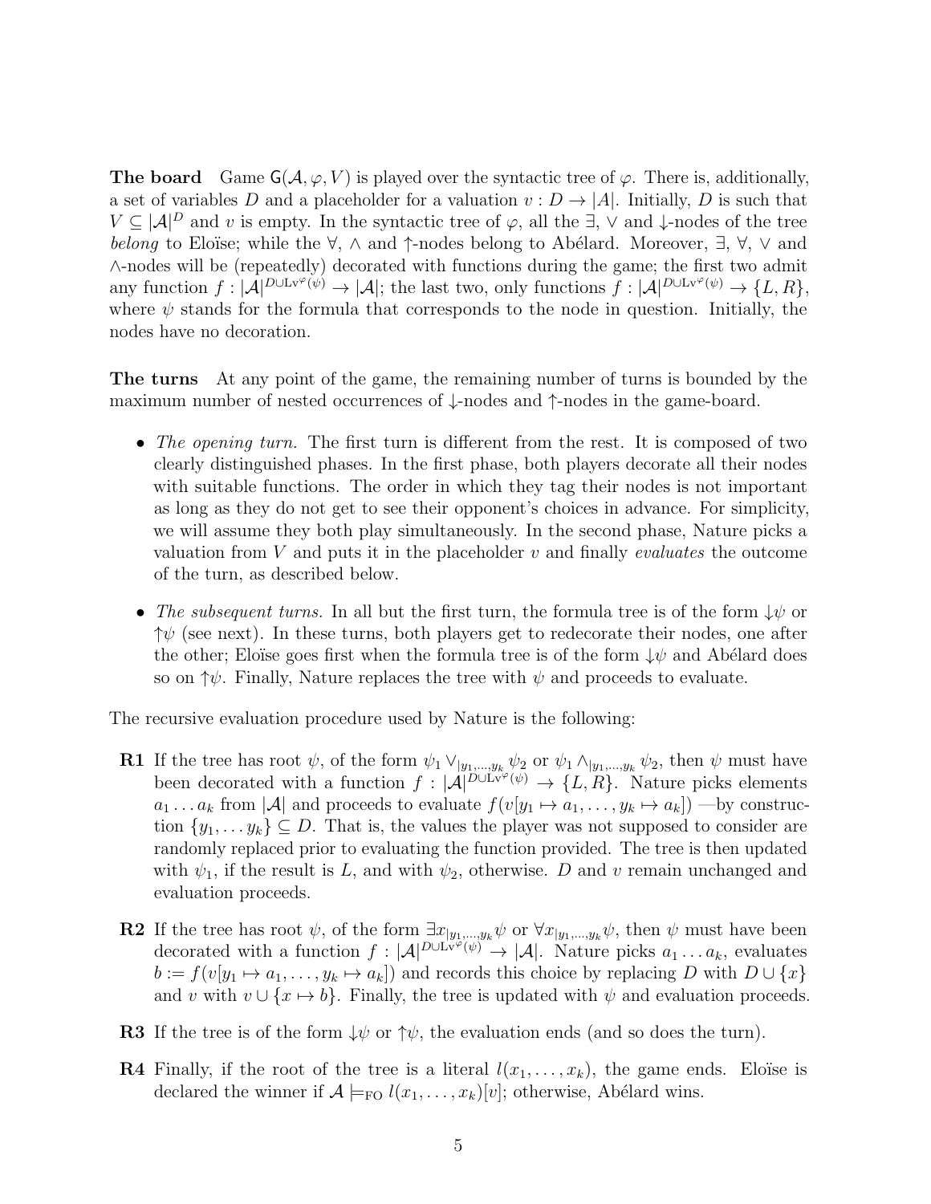**The board** Game $\mathsf{G}(\mathcal{A}, \varphi, V)$ is played over the syntactic tree of $\varphi$. There is, additionally, a set of variables $D$ and a placeholder for a valuation $v : D \to |A|$. Initially, $D$ is such that $V \subseteq |\mathcal{A}|^D$ and $v$ is empty. In the syntactic tree of $\varphi$, all the $\exists$, $\vee$ and $\downarrow$-nodes of the tree *belong* to Eloïse; while the $\forall$, $\wedge$ and $\uparrow$-nodes belong to Abélard. Moreover, $\exists$, $\forall$, $\vee$ and $\wedge$-nodes will be (repeatedly) decorated with functions during the game; the first two admit any function $f : |\mathcal{A}|^{D \cup \mathrm{Lv}^{\varphi}(\psi)} \to |\mathcal{A}|$; the last two, only functions $f : |\mathcal{A}|^{D \cup \mathrm{Lv}^{\varphi}(\psi)} \to \{L, R\}$, where $\psi$ stands for the formula that corresponds to the node in question. Initially, the nodes have no decoration.

**The turns** At any point of the game, the remaining number of turns is bounded by the maximum number of nested occurrences of $\downarrow$-nodes and $\uparrow$-nodes in the game-board.

- *The opening turn.* The first turn is different from the rest. It is composed of two clearly distinguished phases. In the first phase, both players decorate all their nodes with suitable functions. The order in which they tag their nodes is not important as long as they do not get to see their opponent's choices in advance. For simplicity, we will assume they both play simultaneously. In the second phase, Nature picks a valuation from $V$ and puts it in the placeholder $v$ and finally *evaluates* the outcome of the turn, as described below.
- *The subsequent turns.* In all but the first turn, the formula tree is of the form $\downarrow\psi$ or $\uparrow\psi$ (see next). In these turns, both players get to redecorate their nodes, one after the other; Eloïse goes first when the formula tree is of the form $\downarrow\psi$ and Abélard does so on $\uparrow\psi$. Finally, Nature replaces the tree with $\psi$ and proceeds to evaluate.

The recursive evaluation procedure used by Nature is the following:

**R1** If the tree has root $\psi$, of the form $\psi_1 \vee_{|y_1,\ldots,y_k} \psi_2$ or $\psi_1 \wedge_{|y_1,\ldots,y_k} \psi_2$, then $\psi$ must have been decorated with a function $f : |\mathcal{A}|^{D \cup \mathrm{Lv}^{\varphi}(\psi)} \to \{L, R\}$. Nature picks elements $a_1 \ldots a_k$ from $|\mathcal{A}|$ and proceeds to evaluate $f(v[y_1 \mapsto a_1, \ldots, y_k \mapsto a_k])$ —by construction $\{y_1, \ldots y_k\} \subseteq D$. That is, the values the player was not supposed to consider are randomly replaced prior to evaluating the function provided. The tree is then updated with $\psi_1$, if the result is $L$, and with $\psi_2$, otherwise. $D$ and $v$ remain unchanged and evaluation proceeds.

**R2** If the tree has root $\psi$, of the form $\exists x_{|y_1,\ldots,y_k} \psi$ or $\forall x_{|y_1,\ldots,y_k} \psi$, then $\psi$ must have been decorated with a function $f : |\mathcal{A}|^{D \cup \mathrm{Lv}^{\varphi}(\psi)} \to |\mathcal{A}|$. Nature picks $a_1 \ldots a_k$, evaluates $b := f(v[y_1 \mapsto a_1, \ldots, y_k \mapsto a_k])$ and records this choice by replacing $D$ with $D \cup \{x\}$ and $v$ with $v \cup \{x \mapsto b\}$. Finally, the tree is updated with $\psi$ and evaluation proceeds.

**R3** If the tree is of the form $\downarrow\psi$ or $\uparrow\psi$, the evaluation ends (and so does the turn).

**R4** Finally, if the root of the tree is a literal $l(x_1, \ldots, x_k)$, the game ends. Eloïse is declared the winner if $\mathcal{A} \models_{\mathrm{FO}} l(x_1, \ldots, x_k)[v]$; otherwise, Abélard wins.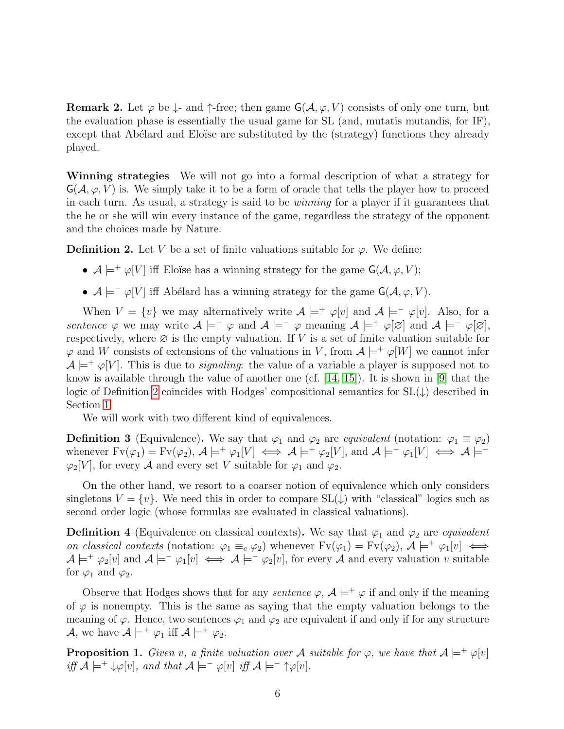**Remark 2.** Let $\varphi$ be $\downarrow$- and $\uparrow$-free; then game $\mathsf{G}(\mathcal{A}, \varphi, V)$ consists of only one turn, but the evaluation phase is essentially the usual game for SL (and, mutatis mutandis, for IF), except that Abélard and Eloïse are substituted by the (strategy) functions they already played.

**Winning strategies** We will not go into a formal description of what a strategy for $\mathsf{G}(\mathcal{A}, \varphi, V)$ is. We simply take it to be a form of oracle that tells the player how to proceed in each turn. As usual, a strategy is said to be *winning* for a player if it guarantees that the he or she will win every instance of the game, regardless the strategy of the opponent and the choices made by Nature.

**Definition 2.** Let $V$ be a set of finite valuations suitable for $\varphi$. We define:

- $\mathcal{A} \models^{+} \varphi[V]$ iff Eloïse has a winning strategy for the game $\mathsf{G}(\mathcal{A}, \varphi, V)$;
- $\mathcal{A} \models^{-} \varphi[V]$ iff Abélard has a winning strategy for the game $\mathsf{G}(\mathcal{A}, \varphi, V)$.

When $V = \{v\}$ we may alternatively write $\mathcal{A} \models^{+} \varphi[v]$ and $\mathcal{A} \models^{-} \varphi[v]$. Also, for a *sentence* $\varphi$ we may write $\mathcal{A} \models^{+} \varphi$ and $\mathcal{A} \models^{-} \varphi$ meaning $\mathcal{A} \models^{+} \varphi[\varnothing]$ and $\mathcal{A} \models^{-} \varphi[\varnothing]$, respectively, where $\varnothing$ is the empty valuation. If $V$ is a set of finite valuation suitable for $\varphi$ and $W$ consists of extensions of the valuations in $V$, from $\mathcal{A} \models^{+} \varphi[W]$ we cannot infer $\mathcal{A} \models^{+} \varphi[V]$. This is due to *signaling*: the value of a variable a player is supposed not to know is available through the value of another one (cf. [14, 15]). It is shown in [9] that the logic of Definition 2 coincides with Hodges' compositional semantics for SL($\downarrow$) described in Section 1.

We will work with two different kind of equivalences.

**Definition 3** (Equivalence)**.** We say that $\varphi_1$ and $\varphi_2$ are *equivalent* (notation: $\varphi_1 \equiv \varphi_2$) whenever $\mathrm{Fv}(\varphi_1) = \mathrm{Fv}(\varphi_2)$, $\mathcal{A} \models^{+} \varphi_1[V] \iff \mathcal{A} \models^{+} \varphi_2[V]$, and $\mathcal{A} \models^{-} \varphi_1[V] \iff \mathcal{A} \models^{-} \varphi_2[V]$, for every $\mathcal{A}$ and every set $V$ suitable for $\varphi_1$ and $\varphi_2$.

On the other hand, we resort to a coarser notion of equivalence which only considers singletons $V = \{v\}$. We need this in order to compare SL($\downarrow$) with "classical" logics such as second order logic (whose formulas are evaluated in classical valuations).

**Definition 4** (Equivalence on classical contexts)**.** We say that $\varphi_1$ and $\varphi_2$ are *equivalent on classical contexts* (notation: $\varphi_1 \equiv_c \varphi_2$) whenever $\mathrm{Fv}(\varphi_1) = \mathrm{Fv}(\varphi_2)$, $\mathcal{A} \models^{+} \varphi_1[v] \iff \mathcal{A} \models^{+} \varphi_2[v]$ and $\mathcal{A} \models^{-} \varphi_1[v] \iff \mathcal{A} \models^{-} \varphi_2[v]$, for every $\mathcal{A}$ and every valuation $v$ suitable for $\varphi_1$ and $\varphi_2$.

Observe that Hodges shows that for any *sentence* $\varphi$, $\mathcal{A} \models^{+} \varphi$ if and only if the meaning of $\varphi$ is nonempty. This is the same as saying that the empty valuation belongs to the meaning of $\varphi$. Hence, two sentences $\varphi_1$ and $\varphi_2$ are equivalent if and only if for any structure $\mathcal{A}$, we have $\mathcal{A} \models^{+} \varphi_1$ iff $\mathcal{A} \models^{+} \varphi_2$.

**Proposition 1.** *Given $v$, a finite valuation over $\mathcal{A}$ suitable for $\varphi$, we have that $\mathcal{A} \models^{+} \varphi[v]$ iff $\mathcal{A} \models^{+} \downarrow\varphi[v]$, and that $\mathcal{A} \models^{-} \varphi[v]$ iff $\mathcal{A} \models^{-} \uparrow\varphi[v]$.*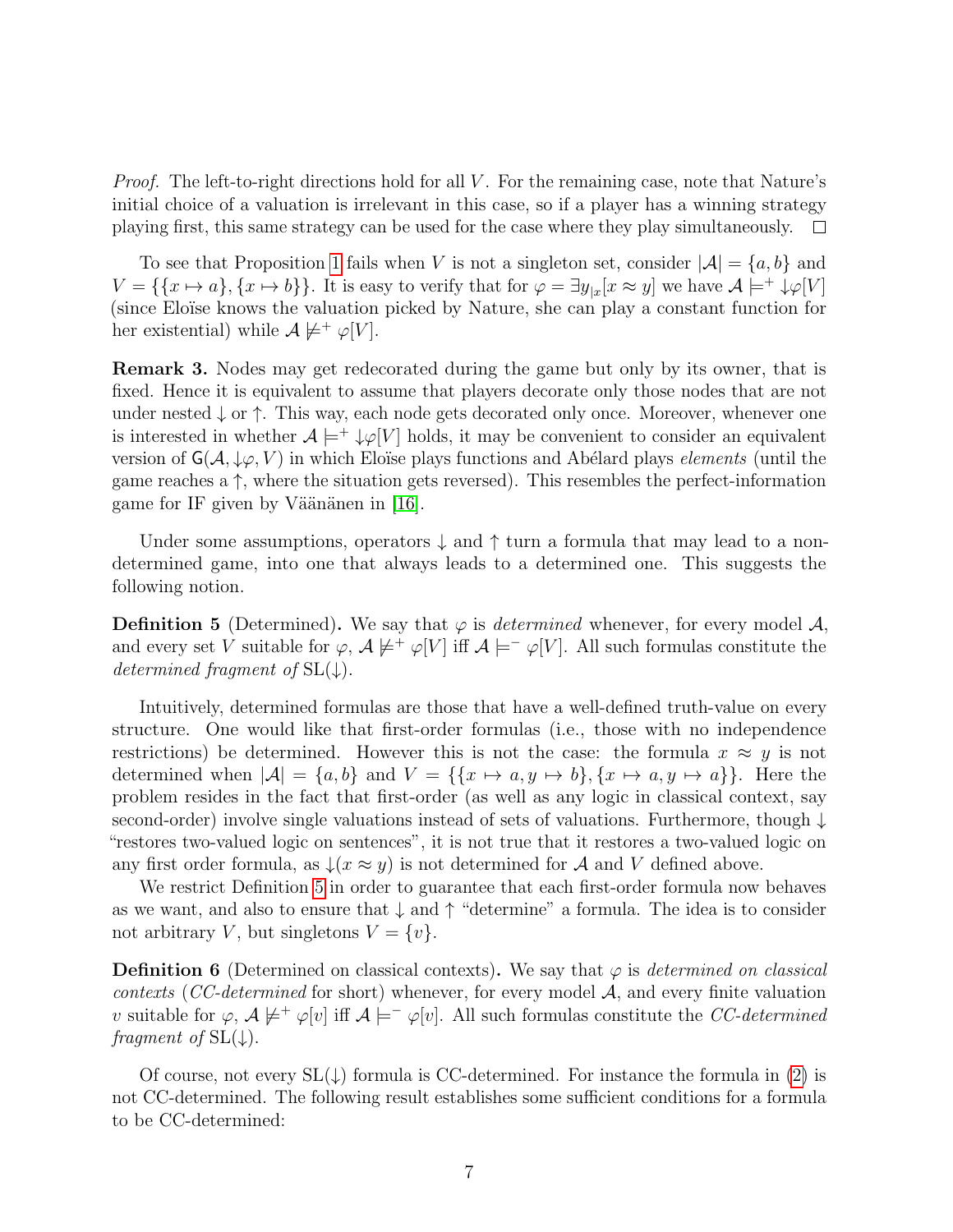*Proof.* The left-to-right directions hold for all $V$. For the remaining case, note that Nature's initial choice of a valuation is irrelevant in this case, so if a player has a winning strategy playing first, this same strategy can be used for the case where they play simultaneously. $\square$

To see that Proposition 1 fails when $V$ is not a singleton set, consider $|\mathcal{A}| = \{a, b\}$ and $V = \{\{x \mapsto a\}, \{x \mapsto b\}\}$. It is easy to verify that for $\varphi = \exists y_{|x}[x \approx y]$ we have $\mathcal{A} \models^+ \downarrow\varphi[V]$ (since Eloïse knows the valuation picked by Nature, she can play a constant function for her existential) while $\mathcal{A} \not\models^+ \varphi[V]$.

**Remark 3.** Nodes may get redecorated during the game but only by its owner, that is fixed. Hence it is equivalent to assume that players decorate only those nodes that are not under nested $\downarrow$ or $\uparrow$. This way, each node gets decorated only once. Moreover, whenever one is interested in whether $\mathcal{A} \models^+ \downarrow\varphi[V]$ holds, it may be convenient to consider an equivalent version of $\mathsf{G}(\mathcal{A}, \downarrow\varphi, V)$ in which Eloïse plays functions and Abélard plays *elements* (until the game reaches a $\uparrow$, where the situation gets reversed). This resembles the perfect-information game for IF given by Väänänen in [16].

Under some assumptions, operators $\downarrow$ and $\uparrow$ turn a formula that may lead to a non-determined game, into one that always leads to a determined one. This suggests the following notion.

**Definition 5** (Determined)**.** We say that $\varphi$ is *determined* whenever, for every model $\mathcal{A}$, and every set $V$ suitable for $\varphi$, $\mathcal{A} \not\models^+ \varphi[V]$ iff $\mathcal{A} \models^- \varphi[V]$. All such formulas constitute the *determined fragment of* $\mathrm{SL}(\downarrow)$.

Intuitively, determined formulas are those that have a well-defined truth-value on every structure. One would like that first-order formulas (i.e., those with no independence restrictions) be determined. However this is not the case: the formula $x \approx y$ is not determined when $|\mathcal{A}| = \{a, b\}$ and $V = \{\{x \mapsto a, y \mapsto b\}, \{x \mapsto a, y \mapsto a\}\}$. Here the problem resides in the fact that first-order (as well as any logic in classical context, say second-order) involve single valuations instead of sets of valuations. Furthermore, though $\downarrow$ "restores two-valued logic on sentences", it is not true that it restores a two-valued logic on any first order formula, as $\downarrow(x \approx y)$ is not determined for $\mathcal{A}$ and $V$ defined above.

We restrict Definition 5 in order to guarantee that each first-order formula now behaves as we want, and also to ensure that $\downarrow$ and $\uparrow$ "determine" a formula. The idea is to consider not arbitrary $V$, but singletons $V = \{v\}$.

**Definition 6** (Determined on classical contexts)**.** We say that $\varphi$ is *determined on classical contexts* (*CC-determined* for short) whenever, for every model $\mathcal{A}$, and every finite valuation $v$ suitable for $\varphi$, $\mathcal{A} \not\models^+ \varphi[v]$ iff $\mathcal{A} \models^- \varphi[v]$. All such formulas constitute the *CC-determined fragment of* $\mathrm{SL}(\downarrow)$.

Of course, not every $\mathrm{SL}(\downarrow)$ formula is CC-determined. For instance the formula in (2) is not CC-determined. The following result establishes some sufficient conditions for a formula to be CC-determined: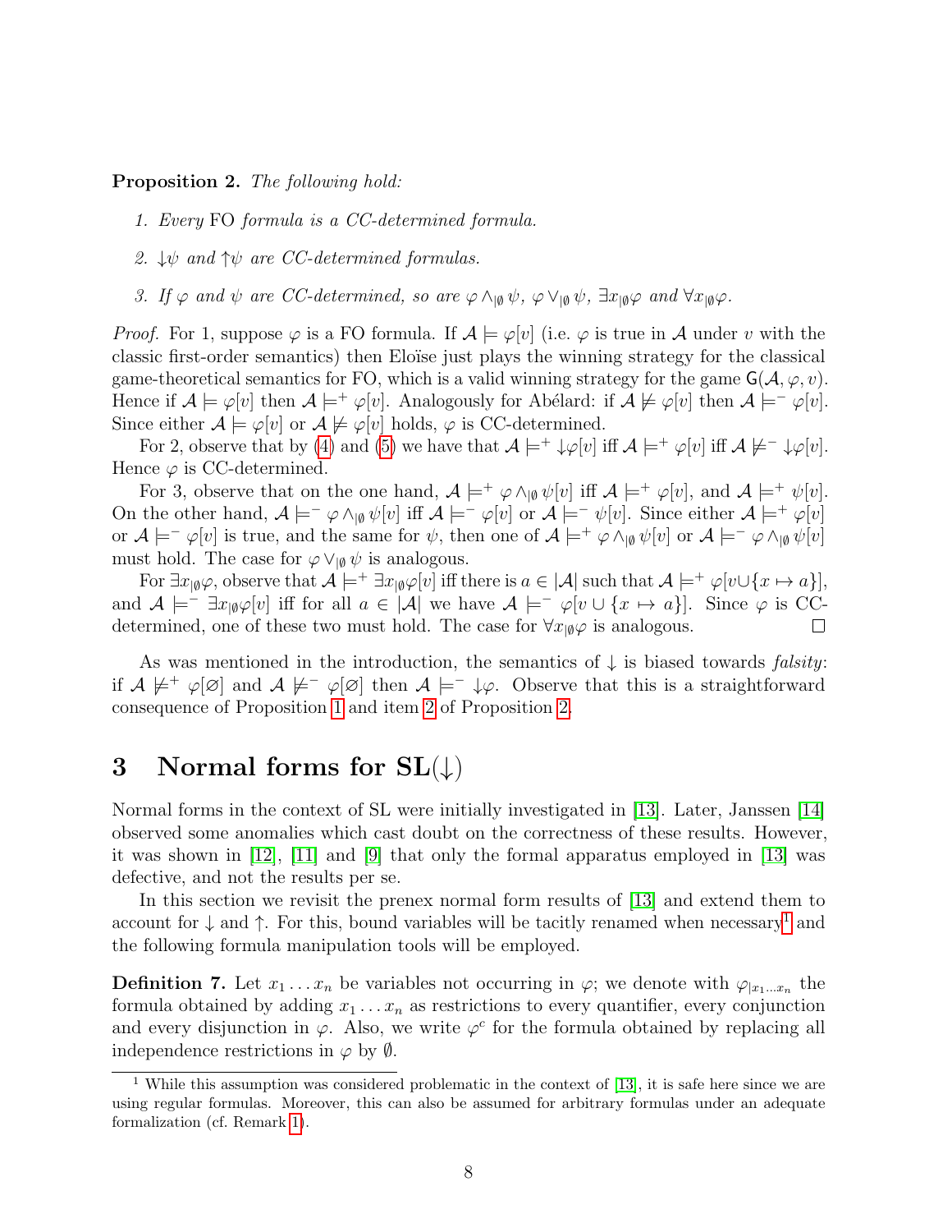**Proposition 2.** *The following hold:*

1. *Every* FO *formula is a CC-determined formula.*
2. $\downarrow\psi$ *and* $\uparrow\psi$ *are CC-determined formulas.*
3. *If* $\varphi$ *and* $\psi$ *are CC-determined, so are* $\varphi \wedge_{|\emptyset} \psi$*,* $\varphi \vee_{|\emptyset} \psi$*,* $\exists x_{|\emptyset}\varphi$ *and* $\forall x_{|\emptyset}\varphi$*.*

*Proof.* For 1, suppose $\varphi$ is a FO formula. If $\mathcal{A} \models \varphi[v]$ (i.e. $\varphi$ is true in $\mathcal{A}$ under $v$ with the classic first-order semantics) then Eloïse just plays the winning strategy for the classical game-theoretical semantics for FO, which is a valid winning strategy for the game $\mathsf{G}(\mathcal{A}, \varphi, v)$. Hence if $\mathcal{A} \models \varphi[v]$ then $\mathcal{A} \models^+ \varphi[v]$. Analogously for Abélard: if $\mathcal{A} \not\models \varphi[v]$ then $\mathcal{A} \models^- \varphi[v]$. Since either $\mathcal{A} \models \varphi[v]$ or $\mathcal{A} \not\models \varphi[v]$ holds, $\varphi$ is CC-determined.

For 2, observe that by (4) and (5) we have that $\mathcal{A} \models^+ \downarrow\varphi[v]$ iff $\mathcal{A} \models^+ \varphi[v]$ iff $\mathcal{A} \not\models^- \downarrow\varphi[v]$. Hence $\varphi$ is CC-determined.

For 3, observe that on the one hand, $\mathcal{A} \models^+ \varphi \wedge_{|\emptyset} \psi[v]$ iff $\mathcal{A} \models^+ \varphi[v]$, and $\mathcal{A} \models^+ \psi[v]$. On the other hand, $\mathcal{A} \models^- \varphi \wedge_{|\emptyset} \psi[v]$ iff $\mathcal{A} \models^- \varphi[v]$ or $\mathcal{A} \models^- \psi[v]$. Since either $\mathcal{A} \models^+ \varphi[v]$ or $\mathcal{A} \models^- \varphi[v]$ is true, and the same for $\psi$, then one of $\mathcal{A} \models^+ \varphi \wedge_{|\emptyset} \psi[v]$ or $\mathcal{A} \models^- \varphi \wedge_{|\emptyset} \psi[v]$ must hold. The case for $\varphi \vee_{|\emptyset} \psi$ is analogous.

For $\exists x_{|\emptyset}\varphi$, observe that $\mathcal{A} \models^+ \exists x_{|\emptyset}\varphi[v]$ iff there is $a \in |\mathcal{A}|$ such that $\mathcal{A} \models^+ \varphi[v \cup \{x \mapsto a\}]$, and $\mathcal{A} \models^- \exists x_{|\emptyset}\varphi[v]$ iff for all $a \in |\mathcal{A}|$ we have $\mathcal{A} \models^- \varphi[v \cup \{x \mapsto a\}]$. Since $\varphi$ is CC-determined, one of these two must hold. The case for $\forall x_{|\emptyset}\varphi$ is analogous. $\square$

As was mentioned in the introduction, the semantics of $\downarrow$ is biased towards *falsity*: if $\mathcal{A} \not\models^+ \varphi[\varnothing]$ and $\mathcal{A} \not\models^- \varphi[\varnothing]$ then $\mathcal{A} \models^- \downarrow\varphi$. Observe that this is a straightforward consequence of Proposition 1 and item 2 of Proposition 2.

## 3 Normal forms for SL($\downarrow$)

Normal forms in the context of SL were initially investigated in [13]. Later, Janssen [14] observed some anomalies which cast doubt on the correctness of these results. However, it was shown in [12], [11] and [9] that only the formal apparatus employed in [13] was defective, and not the results per se.

In this section we revisit the prenex normal form results of [13] and extend them to account for $\downarrow$ and $\uparrow$. For this, bound variables will be tacitly renamed when necessary[1] and the following formula manipulation tools will be employed.

**Definition 7.** Let $x_1 \dots x_n$ be variables not occurring in $\varphi$; we denote with $\varphi_{|x_1 \dots x_n}$ the formula obtained by adding $x_1 \dots x_n$ as restrictions to every quantifier, every conjunction and every disjunction in $\varphi$. Also, we write $\varphi^c$ for the formula obtained by replacing all independence restrictions in $\varphi$ by $\emptyset$.

[1] While this assumption was considered problematic in the context of [13], it is safe here since we are using regular formulas. Moreover, this can also be assumed for arbitrary formulas under an adequate formalization (cf. Remark 1).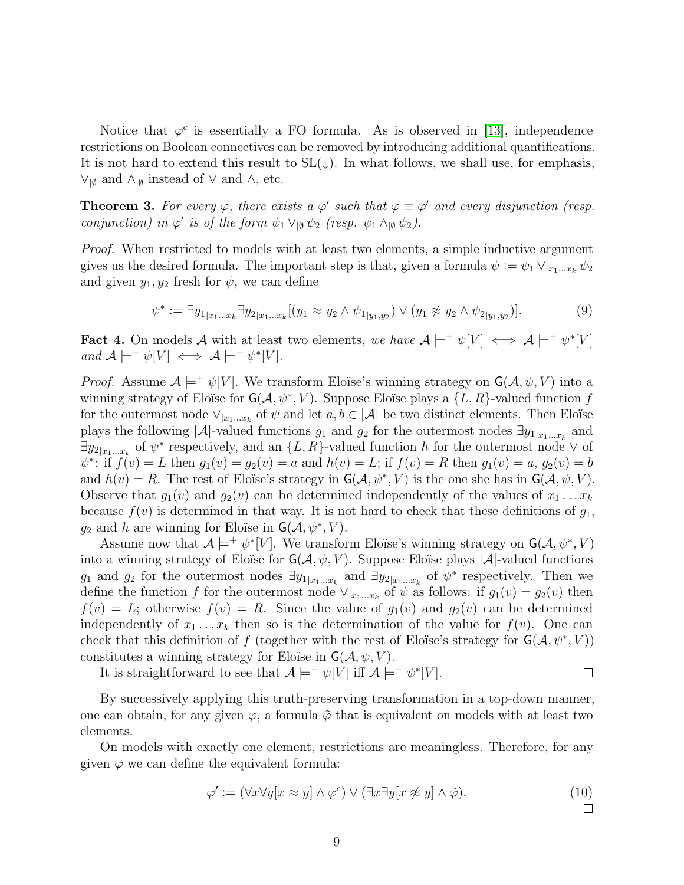Notice that $\varphi^c$ is essentially a FO formula. As is observed in [13], independence restrictions on Boolean connectives can be removed by introducing additional quantifications. It is not hard to extend this result to SL(↓). In what follows, we shall use, for emphasis, $\vee_{|\emptyset}$ and $\wedge_{|\emptyset}$ instead of $\vee$ and $\wedge$, etc.

**Theorem 3.** *For every $\varphi$, there exists a $\varphi'$ such that $\varphi \equiv \varphi'$ and every disjunction (resp. conjunction) in $\varphi'$ is of the form $\psi_1 \vee_{|\emptyset} \psi_2$ (resp. $\psi_1 \wedge_{|\emptyset} \psi_2$).*

*Proof.* When restricted to models with at least two elements, a simple inductive argument gives us the desired formula. The important step is that, given a formula $\psi := \psi_1 \vee_{|x_1 \dots x_k} \psi_2$ and given $y_1, y_2$ fresh for $\psi$, we can define

$$\psi^* := \exists y_{1|x_1 \dots x_k} \exists y_{2|x_1 \dots x_k} [(y_1 \approx y_2 \wedge \psi_{1|y_1, y_2}) \vee (y_1 \not\approx y_2 \wedge \psi_{2|y_1, y_2})]. \tag{9}$$

**Fact 4.** On models $\mathcal{A}$ with at least two elements*, we have $\mathcal{A} \models^+ \psi[V] \iff \mathcal{A} \models^+ \psi^*[V]$ and $\mathcal{A} \models^- \psi[V] \iff \mathcal{A} \models^- \psi^*[V]$.*

*Proof.* Assume $\mathcal{A} \models^+ \psi[V]$. We transform Eloïse's winning strategy on $\mathsf{G}(\mathcal{A}, \psi, V)$ into a winning strategy of Eloïse for $\mathsf{G}(\mathcal{A}, \psi^*, V)$. Suppose Eloïse plays a $\{L, R\}$-valued function $f$ for the outermost node $\vee_{|x_1 \dots x_k}$ of $\psi$ and let $a, b \in |\mathcal{A}|$ be two distinct elements. Then Eloïse plays the following $|\mathcal{A}|$-valued functions $g_1$ and $g_2$ for the outermost nodes $\exists y_{1|x_1 \dots x_k}$ and $\exists y_{2|x_1 \dots x_k}$ of $\psi^*$ respectively, and an $\{L, R\}$-valued function $h$ for the outermost node $\vee$ of $\psi^*$: if $f(v) = L$ then $g_1(v) = g_2(v) = a$ and $h(v) = L$; if $f(v) = R$ then $g_1(v) = a$, $g_2(v) = b$ and $h(v) = R$. The rest of Eloïse's strategy in $\mathsf{G}(\mathcal{A}, \psi^*, V)$ is the one she has in $\mathsf{G}(\mathcal{A}, \psi, V)$. Observe that $g_1(v)$ and $g_2(v)$ can be determined independently of the values of $x_1 \dots x_k$ because $f(v)$ is determined in that way. It is not hard to check that these definitions of $g_1$, $g_2$ and $h$ are winning for Eloïse in $\mathsf{G}(\mathcal{A}, \psi^*, V)$.

Assume now that $\mathcal{A} \models^+ \psi^*[V]$. We transform Eloïse's winning strategy on $\mathsf{G}(\mathcal{A}, \psi^*, V)$ into a winning strategy of Eloïse for $\mathsf{G}(\mathcal{A}, \psi, V)$. Suppose Eloïse plays $|\mathcal{A}|$-valued functions $g_1$ and $g_2$ for the outermost nodes $\exists y_{1|x_1 \dots x_k}$ and $\exists y_{2|x_1 \dots x_k}$ of $\psi^*$ respectively. Then we define the function $f$ for the outermost node $\vee_{|x_1 \dots x_k}$ of $\psi$ as follows: if $g_1(v) = g_2(v)$ then $f(v) = L$; otherwise $f(v) = R$. Since the value of $g_1(v)$ and $g_2(v)$ can be determined independently of $x_1 \dots x_k$ then so is the determination of the value for $f(v)$. One can check that this definition of $f$ (together with the rest of Eloïse's strategy for $\mathsf{G}(\mathcal{A}, \psi^*, V)$) constitutes a winning strategy for Eloïse in $\mathsf{G}(\mathcal{A}, \psi, V)$.

It is straightforward to see that $\mathcal{A} \models^- \psi[V]$ iff $\mathcal{A} \models^- \psi^*[V]$. □

By successively applying this truth-preserving transformation in a top-down manner, one can obtain, for any given $\varphi$, a formula $\tilde{\varphi}$ that is equivalent on models with at least two elements.

On models with exactly one element, restrictions are meaningless. Therefore, for any given $\varphi$ we can define the equivalent formula:

$$\varphi' := (\forall x \forall y [x \approx y] \wedge \varphi^c) \vee (\exists x \exists y [x \not\approx y] \wedge \tilde{\varphi}). \tag{10}$$

□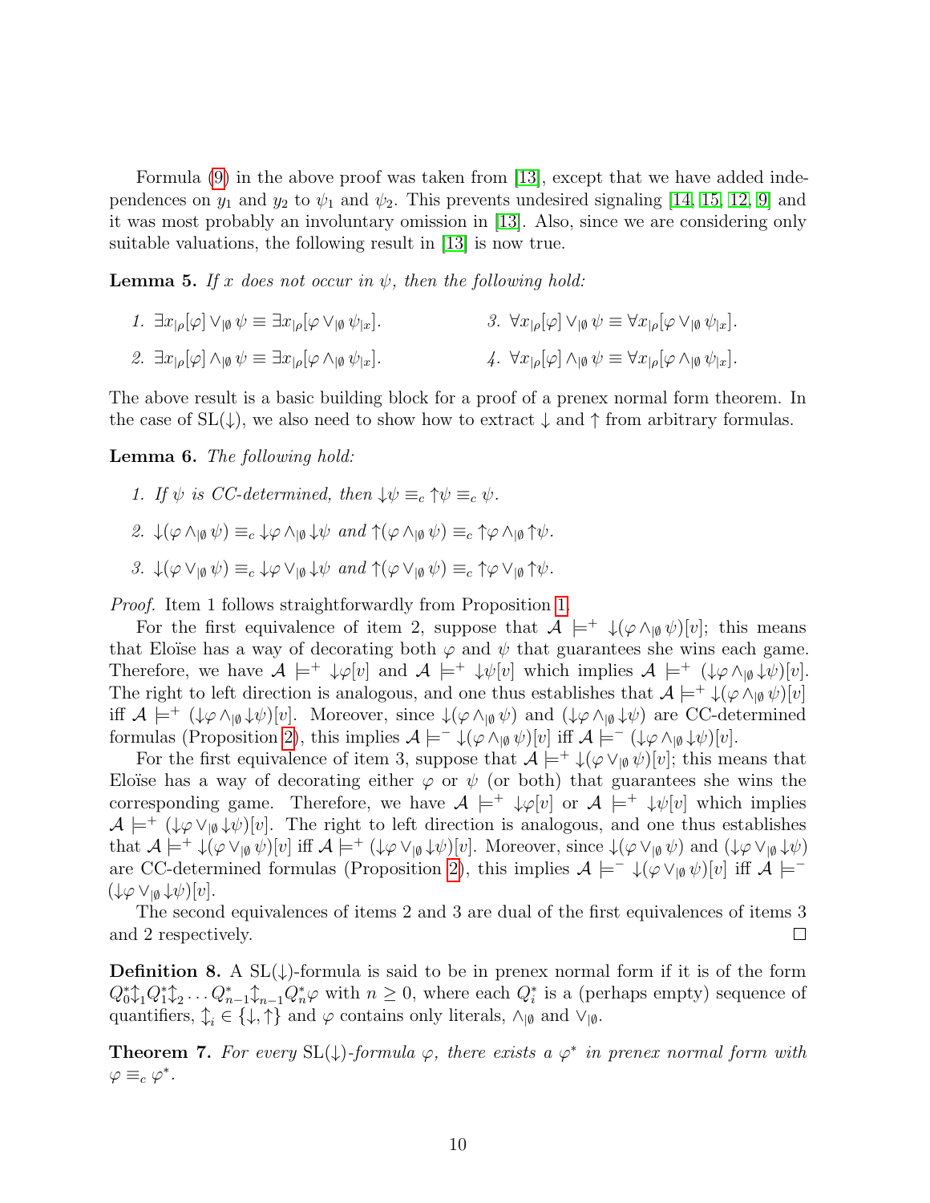Formula (9) in the above proof was taken from [13], except that we have added independences on $y_1$ and $y_2$ to $\psi_1$ and $\psi_2$. This prevents undesired signaling [14, 15, 12, 9] and it was most probably an involuntary omission in [13]. Also, since we are considering only suitable valuations, the following result in [13] is now true.

**Lemma 5.** *If $x$ does not occur in $\psi$, then the following hold:*

1. $\exists x_{|\rho}[\varphi] \vee_{|\emptyset} \psi \equiv \exists x_{|\rho}[\varphi \vee_{|\emptyset} \psi_{|x}]$.
2. $\exists x_{|\rho}[\varphi] \wedge_{|\emptyset} \psi \equiv \exists x_{|\rho}[\varphi \wedge_{|\emptyset} \psi_{|x}]$.
3. $\forall x_{|\rho}[\varphi] \vee_{|\emptyset} \psi \equiv \forall x_{|\rho}[\varphi \vee_{|\emptyset} \psi_{|x}]$.
4. $\forall x_{|\rho}[\varphi] \wedge_{|\emptyset} \psi \equiv \forall x_{|\rho}[\varphi \wedge_{|\emptyset} \psi_{|x}]$.

The above result is a basic building block for a proof of a prenex normal form theorem. In the case of SL($\downarrow$), we also need to show how to extract $\downarrow$ and $\uparrow$ from arbitrary formulas.

**Lemma 6.** *The following hold:*

1. *If $\psi$ is CC-determined, then $\downarrow\psi \equiv_c \uparrow\psi \equiv_c \psi$.*
2. $\downarrow(\varphi \wedge_{|\emptyset} \psi) \equiv_c \downarrow\varphi \wedge_{|\emptyset} \downarrow\psi$ *and* $\uparrow(\varphi \wedge_{|\emptyset} \psi) \equiv_c \uparrow\varphi \wedge_{|\emptyset} \uparrow\psi$.
3. $\downarrow(\varphi \vee_{|\emptyset} \psi) \equiv_c \downarrow\varphi \vee_{|\emptyset} \downarrow\psi$ *and* $\uparrow(\varphi \vee_{|\emptyset} \psi) \equiv_c \uparrow\varphi \vee_{|\emptyset} \uparrow\psi$.

*Proof.* Item 1 follows straightforwardly from Proposition 1.

For the first equivalence of item 2, suppose that $\mathcal{A} \models^+ \downarrow(\varphi \wedge_{|\emptyset} \psi)[v]$; this means that Eloïse has a way of decorating both $\varphi$ and $\psi$ that guarantees she wins each game. Therefore, we have $\mathcal{A} \models^+ \downarrow\varphi[v]$ and $\mathcal{A} \models^+ \downarrow\psi[v]$ which implies $\mathcal{A} \models^+ (\downarrow\varphi \wedge_{|\emptyset} \downarrow\psi)[v]$. The right to left direction is analogous, and one thus establishes that $\mathcal{A} \models^+ \downarrow(\varphi \wedge_{|\emptyset} \psi)[v]$ iff $\mathcal{A} \models^+ (\downarrow\varphi \wedge_{|\emptyset} \downarrow\psi)[v]$. Moreover, since $\downarrow(\varphi \wedge_{|\emptyset} \psi)$ and $(\downarrow\varphi \wedge_{|\emptyset} \downarrow\psi)$ are CC-determined formulas (Proposition 2), this implies $\mathcal{A} \models^- \downarrow(\varphi \wedge_{|\emptyset} \psi)[v]$ iff $\mathcal{A} \models^- (\downarrow\varphi \wedge_{|\emptyset} \downarrow\psi)[v]$.

For the first equivalence of item 3, suppose that $\mathcal{A} \models^+ \downarrow(\varphi \vee_{|\emptyset} \psi)[v]$; this means that Eloïse has a way of decorating either $\varphi$ or $\psi$ (or both) that guarantees she wins the corresponding game. Therefore, we have $\mathcal{A} \models^+ \downarrow\varphi[v]$ or $\mathcal{A} \models^+ \downarrow\psi[v]$ which implies $\mathcal{A} \models^+ (\downarrow\varphi \vee_{|\emptyset} \downarrow\psi)[v]$. The right to left direction is analogous, and one thus establishes that $\mathcal{A} \models^+ \downarrow(\varphi \vee_{|\emptyset} \psi)[v]$ iff $\mathcal{A} \models^+ (\downarrow\varphi \vee_{|\emptyset} \downarrow\psi)[v]$. Moreover, since $\downarrow(\varphi \vee_{|\emptyset} \psi)$ and $(\downarrow\varphi \vee_{|\emptyset} \downarrow\psi)$ are CC-determined formulas (Proposition 2), this implies $\mathcal{A} \models^- \downarrow(\varphi \vee_{|\emptyset} \psi)[v]$ iff $\mathcal{A} \models^- (\downarrow\varphi \vee_{|\emptyset} \downarrow\psi)[v]$.

The second equivalences of items 2 and 3 are dual of the first equivalences of items 3 and 2 respectively. □

**Definition 8.** A SL($\downarrow$)-formula is said to be in prenex normal form if it is of the form $Q_0^* \updownarrow_1 Q_1^* \updownarrow_2 \dots Q_{n-1}^* \updownarrow_{n-1} Q_n^* \varphi$ with $n \geq 0$, where each $Q_i^*$ is a (perhaps empty) sequence of quantifiers, $\updownarrow_i \in \{\downarrow, \uparrow\}$ and $\varphi$ contains only literals, $\wedge_{|\emptyset}$ and $\vee_{|\emptyset}$.

**Theorem 7.** *For every SL($\downarrow$)-formula $\varphi$, there exists a $\varphi^*$ in prenex normal form with $\varphi \equiv_c \varphi^*$.*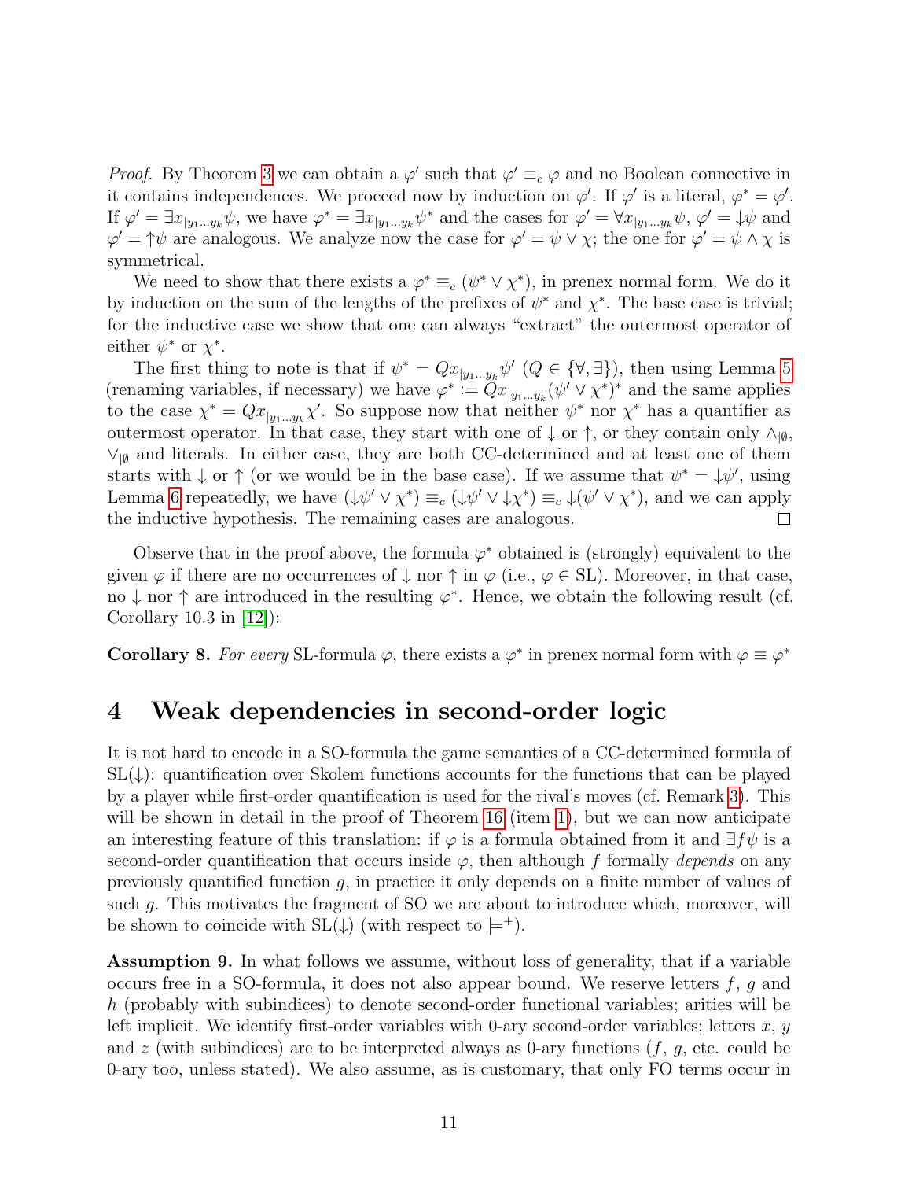*Proof.* By Theorem 3 we can obtain a $\varphi'$ such that $\varphi' \equiv_c \varphi$ and no Boolean connective in it contains independences. We proceed now by induction on $\varphi'$. If $\varphi'$ is a literal, $\varphi^* = \varphi'$. If $\varphi' = \exists x_{|y_1 \ldots y_k} \psi$, we have $\varphi^* = \exists x_{|y_1 \ldots y_k} \psi^*$ and the cases for $\varphi' = \forall x_{|y_1 \ldots y_k} \psi$, $\varphi' = {\downarrow}\psi$ and $\varphi' = {\uparrow}\psi$ are analogous. We analyze now the case for $\varphi' = \psi \vee \chi$; the one for $\varphi' = \psi \wedge \chi$ is symmetrical.

We need to show that there exists a $\varphi^* \equiv_c (\psi^* \vee \chi^*)$, in prenex normal form. We do it by induction on the sum of the lengths of the prefixes of $\psi^*$ and $\chi^*$. The base case is trivial; for the inductive case we show that one can always "extract" the outermost operator of either $\psi^*$ or $\chi^*$.

The first thing to note is that if $\psi^* = Qx_{|y_1 \ldots y_k} \psi'$ ($Q \in \{\forall, \exists\}$), then using Lemma 5 (renaming variables, if necessary) we have $\varphi^* := Qx_{|y_1 \ldots y_k} (\psi' \vee \chi^*)^*$ and the same applies to the case $\chi^* = Qx_{|y_1 \ldots y_k} \chi'$. So suppose now that neither $\psi^*$ nor $\chi^*$ has a quantifier as outermost operator. In that case, they start with one of $\downarrow$ or $\uparrow$, or they contain only $\wedge_{|\emptyset}$, $\vee_{|\emptyset}$ and literals. In either case, they are both CC-determined and at least one of them starts with $\downarrow$ or $\uparrow$ (or we would be in the base case). If we assume that $\psi^* = {\downarrow}\psi'$, using Lemma 6 repeatedly, we have $({\downarrow}\psi' \vee \chi^*) \equiv_c ({\downarrow}\psi' \vee {\downarrow}\chi^*) \equiv_c {\downarrow}(\psi' \vee \chi^*)$, and we can apply the inductive hypothesis. The remaining cases are analogous. ☐

Observe that in the proof above, the formula $\varphi^*$ obtained is (strongly) equivalent to the given $\varphi$ if there are no occurrences of $\downarrow$ nor $\uparrow$ in $\varphi$ (i.e., $\varphi \in$ SL). Moreover, in that case, no $\downarrow$ nor $\uparrow$ are introduced in the resulting $\varphi^*$. Hence, we obtain the following result (cf. Corollary 10.3 in [12]):

**Corollary 8.** *For every* SL*-formula* $\varphi$*, there exists a* $\varphi^*$ *in prenex normal form with* $\varphi \equiv \varphi^*$

# 4 Weak dependencies in second-order logic

It is not hard to encode in a SO-formula the game semantics of a CC-determined formula of SL($\downarrow$): quantification over Skolem functions accounts for the functions that can be played by a player while first-order quantification is used for the rival's moves (cf. Remark 3). This will be shown in detail in the proof of Theorem 16 (item 1), but we can now anticipate an interesting feature of this translation: if $\varphi$ is a formula obtained from it and $\exists f \psi$ is a second-order quantification that occurs inside $\varphi$, then although $f$ formally *depends* on any previously quantified function $g$, in practice it only depends on a finite number of values of such $g$. This motivates the fragment of SO we are about to introduce which, moreover, will be shown to coincide with SL($\downarrow$) (with respect to $\models^+$).

**Assumption 9.** In what follows we assume, without loss of generality, that if a variable occurs free in a SO-formula, it does not also appear bound. We reserve letters $f$, $g$ and $h$ (probably with subindices) to denote second-order functional variables; arities will be left implicit. We identify first-order variables with 0-ary second-order variables; letters $x$, $y$ and $z$ (with subindices) are to be interpreted always as 0-ary functions ($f$, $g$, etc. could be 0-ary too, unless stated). We also assume, as is customary, that only FO terms occur in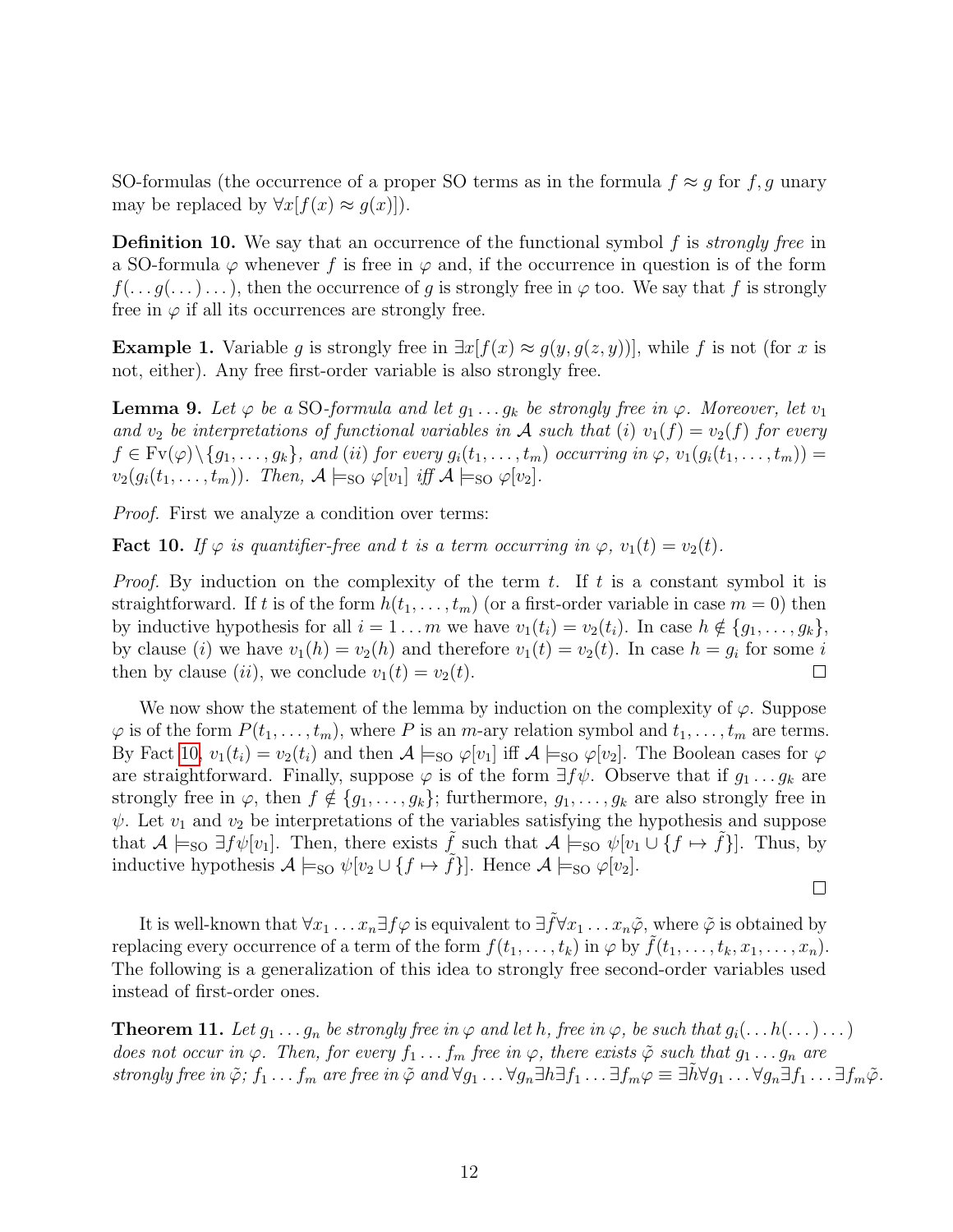SO-formulas (the occurrence of a proper SO terms as in the formula $f \approx g$ for $f, g$ unary may be replaced by $\forall x[f(x) \approx g(x)]$).

**Definition 10.** We say that an occurrence of the functional symbol $f$ is *strongly free* in a SO-formula $\varphi$ whenever $f$ is free in $\varphi$ and, if the occurrence in question is of the form $f(\dots g(\dots)\dots)$, then the occurrence of $g$ is strongly free in $\varphi$ too. We say that $f$ is strongly free in $\varphi$ if all its occurrences are strongly free.

**Example 1.** Variable $g$ is strongly free in $\exists x[f(x) \approx g(y, g(z, y))]$, while $f$ is not (for $x$ is not, either). Any free first-order variable is also strongly free.

**Lemma 9.** *Let $\varphi$ be a* SO*-formula and let $g_1 \dots g_k$ be strongly free in $\varphi$. Moreover, let $v_1$ and $v_2$ be interpretations of functional variables in $\mathcal{A}$ such that (i) $v_1(f) = v_2(f)$ for every $f \in \mathrm{Fv}(\varphi)\backslash\{g_1, \dots, g_k\}$, and (ii) for every $g_i(t_1, \dots, t_m)$ occurring in $\varphi$, $v_1(g_i(t_1, \dots, t_m)) = v_2(g_i(t_1, \dots, t_m))$. Then, $\mathcal{A} \models_{\mathrm{SO}} \varphi[v_1]$ iff $\mathcal{A} \models_{\mathrm{SO}} \varphi[v_2]$.*

*Proof.* First we analyze a condition over terms:

**Fact 10.** *If $\varphi$ is quantifier-free and $t$ is a term occurring in $\varphi$, $v_1(t) = v_2(t)$.*

*Proof.* By induction on the complexity of the term $t$. If $t$ is a constant symbol it is straightforward. If $t$ is of the form $h(t_1, \dots, t_m)$ (or a first-order variable in case $m = 0$) then by inductive hypothesis for all $i = 1 \dots m$ we have $v_1(t_i) = v_2(t_i)$. In case $h \notin \{g_1, \dots, g_k\}$, by clause $(i)$ we have $v_1(h) = v_2(h)$ and therefore $v_1(t) = v_2(t)$. In case $h = g_i$ for some $i$ then by clause $(ii)$, we conclude $v_1(t) = v_2(t)$. $\square$

We now show the statement of the lemma by induction on the complexity of $\varphi$. Suppose $\varphi$ is of the form $P(t_1, \dots, t_m)$, where $P$ is an $m$-ary relation symbol and $t_1, \dots, t_m$ are terms. By Fact 10, $v_1(t_i) = v_2(t_i)$ and then $\mathcal{A} \models_{\mathrm{SO}} \varphi[v_1]$ iff $\mathcal{A} \models_{\mathrm{SO}} \varphi[v_2]$. The Boolean cases for $\varphi$ are straightforward. Finally, suppose $\varphi$ is of the form $\exists f \psi$. Observe that if $g_1 \dots g_k$ are strongly free in $\varphi$, then $f \notin \{g_1, \dots, g_k\}$; furthermore, $g_1, \dots, g_k$ are also strongly free in $\psi$. Let $v_1$ and $v_2$ be interpretations of the variables satisfying the hypothesis and suppose that $\mathcal{A} \models_{\mathrm{SO}} \exists f \psi[v_1]$. Then, there exists $\tilde{f}$ such that $\mathcal{A} \models_{\mathrm{SO}} \psi[v_1 \cup \{f \mapsto \tilde{f}\}]$. Thus, by inductive hypothesis $\mathcal{A} \models_{\mathrm{SO}} \psi[v_2 \cup \{f \mapsto \tilde{f}\}]$. Hence $\mathcal{A} \models_{\mathrm{SO}} \varphi[v_2]$.

$\square$

It is well-known that $\forall x_1 \dots x_n \exists f \varphi$ is equivalent to $\exists \tilde{f} \forall x_1 \dots x_n \tilde{\varphi}$, where $\tilde{\varphi}$ is obtained by replacing every occurrence of a term of the form $f(t_1, \dots, t_k)$ in $\varphi$ by $\tilde{f}(t_1, \dots, t_k, x_1, \dots, x_n)$. The following is a generalization of this idea to strongly free second-order variables used instead of first-order ones.

**Theorem 11.** *Let $g_1 \dots g_n$ be strongly free in $\varphi$ and let $h$, free in $\varphi$, be such that $g_i(\dots h(\dots)\dots)$ does not occur in $\varphi$. Then, for every $f_1 \dots f_m$ free in $\varphi$, there exists $\tilde{\varphi}$ such that $g_1 \dots g_n$ are strongly free in $\tilde{\varphi}$; $f_1 \dots f_m$ are free in $\tilde{\varphi}$ and $\forall g_1 \dots \forall g_n \exists h \exists f_1 \dots \exists f_m \varphi \equiv \exists \tilde{h} \forall g_1 \dots \forall g_n \exists f_1 \dots \exists f_m \tilde{\varphi}$.*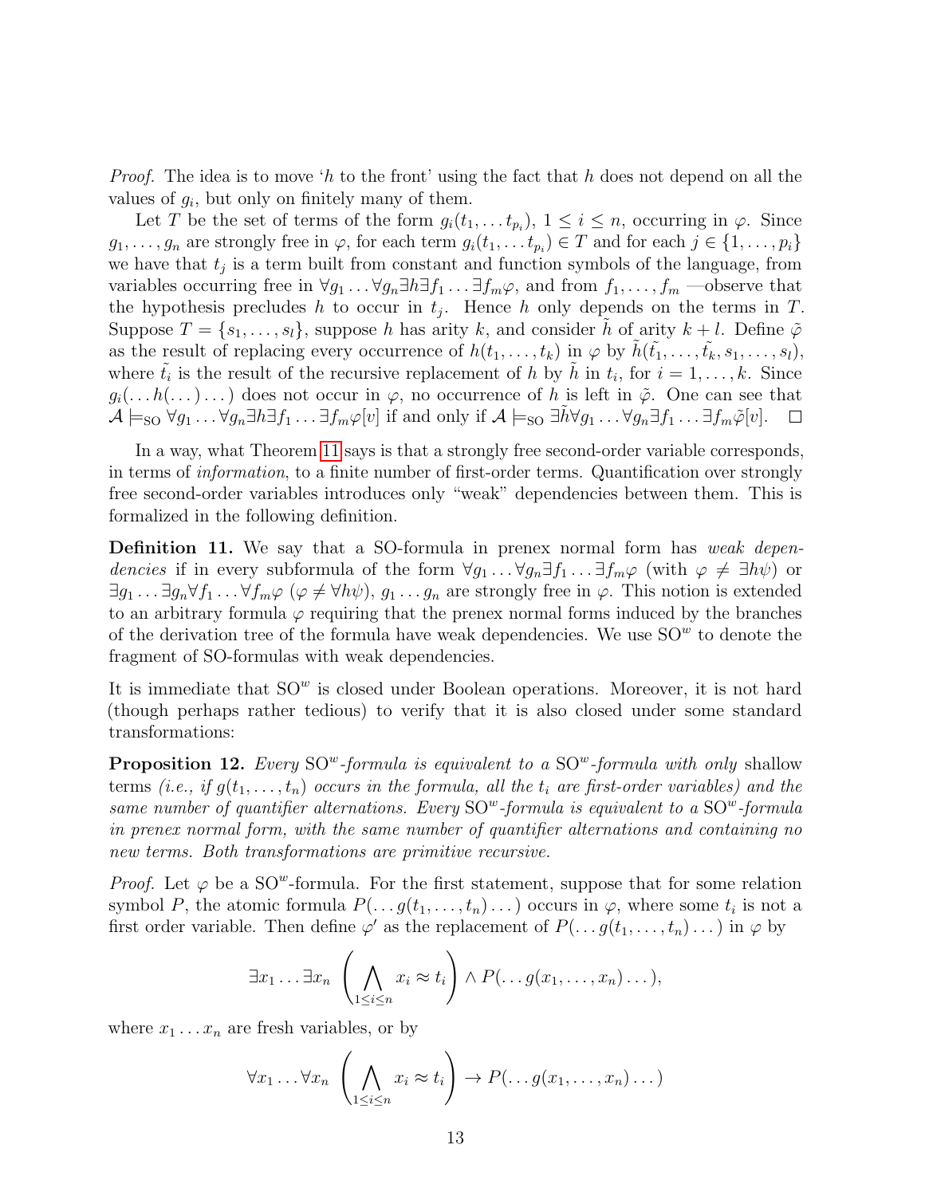*Proof.* The idea is to move '$h$ to the front' using the fact that $h$ does not depend on all the values of $g_i$, but only on finitely many of them.

Let $T$ be the set of terms of the form $g_i(t_1, \dots t_{p_i})$, $1 \leq i \leq n$, occurring in $\varphi$. Since $g_1, \dots, g_n$ are strongly free in $\varphi$, for each term $g_i(t_1, \dots t_{p_i}) \in T$ and for each $j \in \{1, \dots, p_i\}$ we have that $t_j$ is a term built from constant and function symbols of the language, from variables occurring free in $\forall g_1 \dots \forall g_n \exists h \exists f_1 \dots \exists f_m \varphi$, and from $f_1, \dots, f_m$ —observe that the hypothesis precludes $h$ to occur in $t_j$. Hence $h$ only depends on the terms in $T$. Suppose $T = \{s_1, \dots, s_l\}$, suppose $h$ has arity $k$, and consider $\tilde{h}$ of arity $k + l$. Define $\tilde{\varphi}$ as the result of replacing every occurrence of $h(t_1, \dots, t_k)$ in $\varphi$ by $\tilde{h}(\tilde{t_1}, \dots, \tilde{t_k}, s_1, \dots, s_l)$, where $\tilde{t_i}$ is the result of the recursive replacement of $h$ by $\tilde{h}$ in $t_i$, for $i = 1, \dots, k$. Since $g_i(\dots h(\dots) \dots)$ does not occur in $\varphi$, no occurrence of $h$ is left in $\tilde{\varphi}$. One can see that $\mathcal{A} \models_{\text{SO}} \forall g_1 \dots \forall g_n \exists h \exists f_1 \dots \exists f_m \varphi[v]$ if and only if $\mathcal{A} \models_{\text{SO}} \exists \tilde{h} \forall g_1 \dots \forall g_n \exists f_1 \dots \exists f_m \tilde{\varphi}[v]$. $\square$

In a way, what Theorem 11 says is that a strongly free second-order variable corresponds, in terms of *information*, to a finite number of first-order terms. Quantification over strongly free second-order variables introduces only "weak" dependencies between them. This is formalized in the following definition.

**Definition 11.** We say that a SO-formula in prenex normal form has *weak dependencies* if in every subformula of the form $\forall g_1 \dots \forall g_n \exists f_1 \dots \exists f_m \varphi$ (with $\varphi \neq \exists h \psi$) or $\exists g_1 \dots \exists g_n \forall f_1 \dots \forall f_m \varphi$ ($\varphi \neq \forall h \psi$), $g_1 \dots g_n$ are strongly free in $\varphi$. This notion is extended to an arbitrary formula $\varphi$ requiring that the prenex normal forms induced by the branches of the derivation tree of the formula have weak dependencies. We use $\text{SO}^w$ to denote the fragment of SO-formulas with weak dependencies.

It is immediate that $\text{SO}^w$ is closed under Boolean operations. Moreover, it is not hard (though perhaps rather tedious) to verify that it is also closed under some standard transformations:

**Proposition 12.** *Every* $\text{SO}^w$*-formula is equivalent to a* $\text{SO}^w$*-formula with only* shallow terms *(i.e., if* $g(t_1, \dots, t_n)$ *occurs in the formula, all the* $t_i$ *are first-order variables) and the same number of quantifier alternations. Every* $\text{SO}^w$*-formula is equivalent to a* $\text{SO}^w$*-formula in prenex normal form, with the same number of quantifier alternations and containing no new terms. Both transformations are primitive recursive.*

*Proof.* Let $\varphi$ be a $\text{SO}^w$-formula. For the first statement, suppose that for some relation symbol $P$, the atomic formula $P(\dots g(t_1, \dots, t_n) \dots)$ occurs in $\varphi$, where some $t_i$ is not a first order variable. Then define $\varphi'$ as the replacement of $P(\dots g(t_1, \dots, t_n) \dots)$ in $\varphi$ by

$$\exists x_1 \dots \exists x_n \left( \bigwedge_{1 \leq i \leq n} x_i \approx t_i \right) \wedge P(\dots g(x_1, \dots, x_n) \dots),$$

where $x_1 \dots x_n$ are fresh variables, or by

$$\forall x_1 \dots \forall x_n \left( \bigwedge_{1 \leq i \leq n} x_i \approx t_i \right) \rightarrow P(\dots g(x_1, \dots, x_n) \dots)$$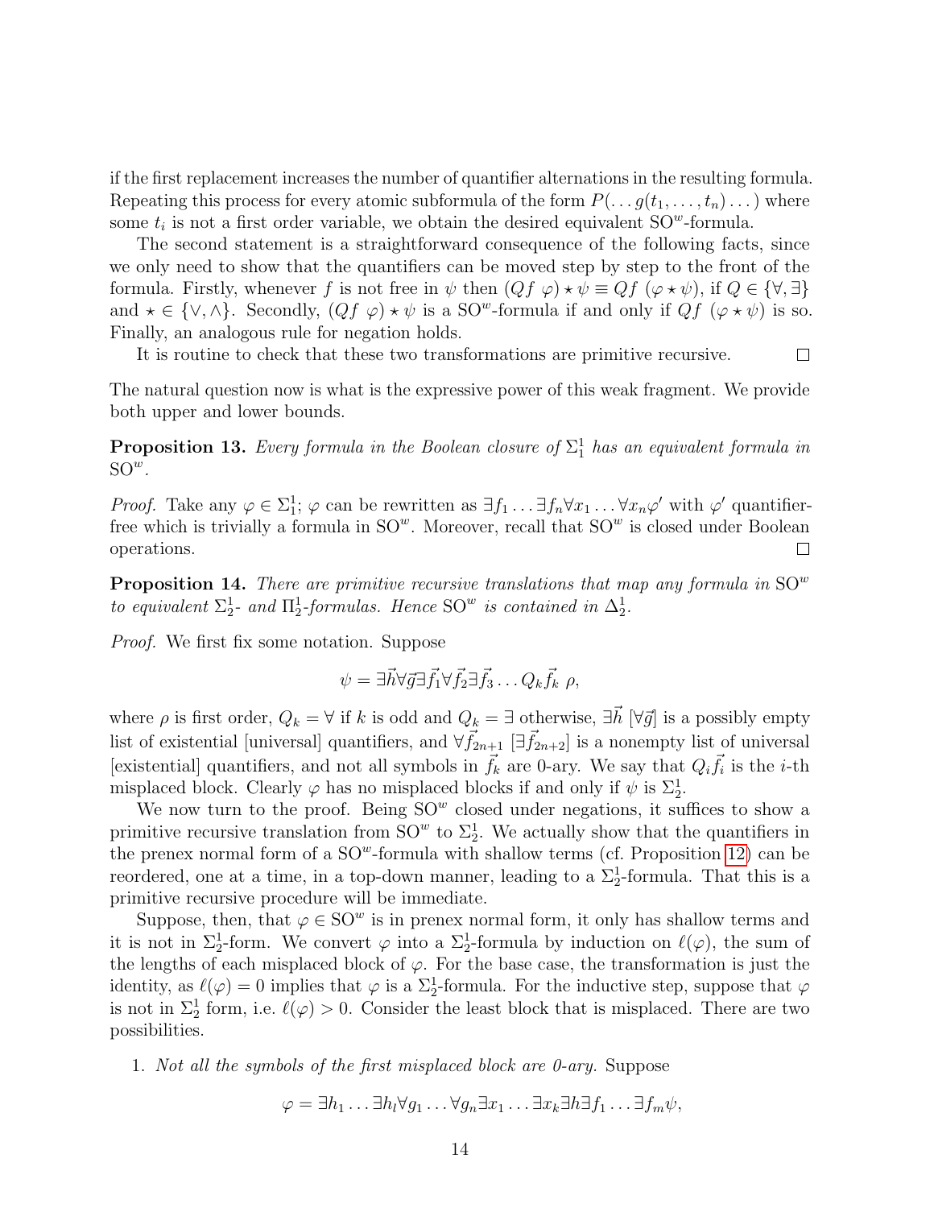if the first replacement increases the number of quantifier alternations in the resulting formula. Repeating this process for every atomic subformula of the form $P(\dots g(t_1,\dots,t_n)\dots)$ where some $t_i$ is not a first order variable, we obtain the desired equivalent $\mathrm{SO}^w$-formula.

The second statement is a straightforward consequence of the following facts, since we only need to show that the quantifiers can be moved step by step to the front of the formula. Firstly, whenever $f$ is not free in $\psi$ then $(Qf\ \varphi) \star \psi \equiv Qf\ (\varphi \star \psi)$, if $Q \in \{\forall, \exists\}$ and $\star \in \{\vee, \wedge\}$. Secondly, $(Qf\ \varphi) \star \psi$ is a $\mathrm{SO}^w$-formula if and only if $Qf\ (\varphi \star \psi)$ is so. Finally, an analogous rule for negation holds.

It is routine to check that these two transformations are primitive recursive. □

The natural question now is what is the expressive power of this weak fragment. We provide both upper and lower bounds.

**Proposition 13.** *Every formula in the Boolean closure of $\Sigma^1_1$ has an equivalent formula in $\mathrm{SO}^w$.*

*Proof.* Take any $\varphi \in \Sigma^1_1$; $\varphi$ can be rewritten as $\exists f_1 \dots \exists f_n \forall x_1 \dots \forall x_n \varphi'$ with $\varphi'$ quantifier-free which is trivially a formula in $\mathrm{SO}^w$. Moreover, recall that $\mathrm{SO}^w$ is closed under Boolean operations. □

**Proposition 14.** *There are primitive recursive translations that map any formula in $\mathrm{SO}^w$ to equivalent $\Sigma^1_2$- and $\Pi^1_2$-formulas. Hence $\mathrm{SO}^w$ is contained in $\Delta^1_2$.*

*Proof.* We first fix some notation. Suppose

$$\psi = \exists \vec{h} \forall \vec{g} \exists \vec{f_1} \forall \vec{f_2} \exists \vec{f_3} \dots Q_k \vec{f_k}\ \rho,$$

where $\rho$ is first order, $Q_k = \forall$ if $k$ is odd and $Q_k = \exists$ otherwise, $\exists \vec{h}$ [$\forall \vec{g}$] is a possibly empty list of existential [universal] quantifiers, and $\forall \vec{f}_{2n+1}$ [$\exists \vec{f}_{2n+2}$] is a nonempty list of universal [existential] quantifiers, and not all symbols in $\vec{f_k}$ are 0-ary. We say that $Q_i \vec{f_i}$ is the $i$-th misplaced block. Clearly $\varphi$ has no misplaced blocks if and only if $\psi$ is $\Sigma^1_2$.

We now turn to the proof. Being $\mathrm{SO}^w$ closed under negations, it suffices to show a primitive recursive translation from $\mathrm{SO}^w$ to $\Sigma^1_2$. We actually show that the quantifiers in the prenex normal form of a $\mathrm{SO}^w$-formula with shallow terms (cf. Proposition 12) can be reordered, one at a time, in a top-down manner, leading to a $\Sigma^1_2$-formula. That this is a primitive recursive procedure will be immediate.

Suppose, then, that $\varphi \in \mathrm{SO}^w$ is in prenex normal form, it only has shallow terms and it is not in $\Sigma^1_2$-form. We convert $\varphi$ into a $\Sigma^1_2$-formula by induction on $\ell(\varphi)$, the sum of the lengths of each misplaced block of $\varphi$. For the base case, the transformation is just the identity, as $\ell(\varphi) = 0$ implies that $\varphi$ is a $\Sigma^1_2$-formula. For the inductive step, suppose that $\varphi$ is not in $\Sigma^1_2$ form, i.e. $\ell(\varphi) > 0$. Consider the least block that is misplaced. There are two possibilities.

1. *Not all the symbols of the first misplaced block are 0-ary.* Suppose

$$\varphi = \exists h_1 \dots \exists h_l \forall g_1 \dots \forall g_n \exists x_1 \dots \exists x_k \exists h \exists f_1 \dots \exists f_m \psi,$$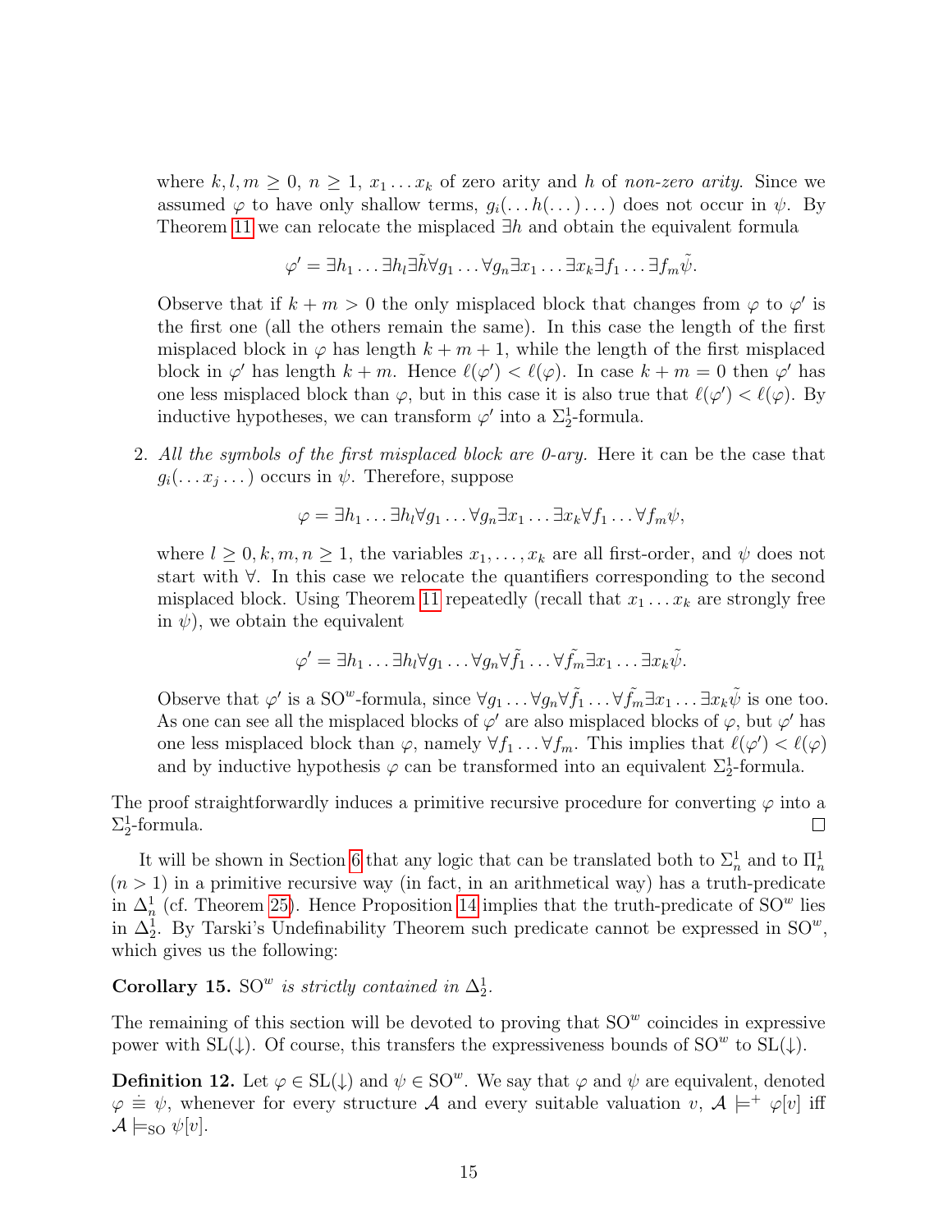where $k, l, m \geq 0$, $n \geq 1$, $x_1 \dots x_k$ of zero arity and $h$ of *non-zero arity*. Since we assumed $\varphi$ to have only shallow terms, $g_i(\dots h(\dots)\dots)$ does not occur in $\psi$. By Theorem 11 we can relocate the misplaced $\exists h$ and obtain the equivalent formula

$$\varphi' = \exists h_1 \dots \exists h_l \exists \tilde{h} \forall g_1 \dots \forall g_n \exists x_1 \dots \exists x_k \exists f_1 \dots \exists f_m \tilde{\psi}.$$

Observe that if $k + m > 0$ the only misplaced block that changes from $\varphi$ to $\varphi'$ is the first one (all the others remain the same). In this case the length of the first misplaced block in $\varphi$ has length $k + m + 1$, while the length of the first misplaced block in $\varphi'$ has length $k + m$. Hence $\ell(\varphi') < \ell(\varphi)$. In case $k + m = 0$ then $\varphi'$ has one less misplaced block than $\varphi$, but in this case it is also true that $\ell(\varphi') < \ell(\varphi)$. By inductive hypotheses, we can transform $\varphi'$ into a $\Sigma^1_2$-formula.

2. *All the symbols of the first misplaced block are 0-ary.* Here it can be the case that $g_i(\dots x_j \dots)$ occurs in $\psi$. Therefore, suppose

$$\varphi = \exists h_1 \dots \exists h_l \forall g_1 \dots \forall g_n \exists x_1 \dots \exists x_k \forall f_1 \dots \forall f_m \psi,$$

where $l \geq 0, k, m, n \geq 1$, the variables $x_1, \dots, x_k$ are all first-order, and $\psi$ does not start with $\forall$. In this case we relocate the quantifiers corresponding to the second misplaced block. Using Theorem 11 repeatedly (recall that $x_1 \dots x_k$ are strongly free in $\psi$), we obtain the equivalent

$$\varphi' = \exists h_1 \dots \exists h_l \forall g_1 \dots \forall g_n \forall \tilde{f_1} \dots \forall \tilde{f_m} \exists x_1 \dots \exists x_k \tilde{\psi}.$$

Observe that $\varphi'$ is a $\mathrm{SO}^w$-formula, since $\forall g_1 \dots \forall g_n \forall \tilde{f_1} \dots \forall \tilde{f_m} \exists x_1 \dots \exists x_k \tilde{\psi}$ is one too. As one can see all the misplaced blocks of $\varphi'$ are also misplaced blocks of $\varphi$, but $\varphi'$ has one less misplaced block than $\varphi$, namely $\forall f_1 \dots \forall f_m$. This implies that $\ell(\varphi') < \ell(\varphi)$ and by inductive hypothesis $\varphi$ can be transformed into an equivalent $\Sigma^1_2$-formula.

The proof straightforwardly induces a primitive recursive procedure for converting $\varphi$ into a $\Sigma^1_2$-formula. □

It will be shown in Section 6 that any logic that can be translated both to $\Sigma^1_n$ and to $\Pi^1_n$ ($n > 1$) in a primitive recursive way (in fact, in an arithmetical way) has a truth-predicate in $\Delta^1_n$ (cf. Theorem 25). Hence Proposition 14 implies that the truth-predicate of $\mathrm{SO}^w$ lies in $\Delta^1_2$. By Tarski's Undefinability Theorem such predicate cannot be expressed in $\mathrm{SO}^w$, which gives us the following:

**Corollary 15.** *$\mathrm{SO}^w$ is strictly contained in $\Delta^1_2$.*

The remaining of this section will be devoted to proving that $\mathrm{SO}^w$ coincides in expressive power with $\mathrm{SL}(\downarrow)$. Of course, this transfers the expressiveness bounds of $\mathrm{SO}^w$ to $\mathrm{SL}(\downarrow)$.

**Definition 12.** Let $\varphi \in \mathrm{SL}(\downarrow)$ and $\psi \in \mathrm{SO}^w$. We say that $\varphi$ and $\psi$ are equivalent, denoted $\varphi \doteq \psi$, whenever for every structure $\mathcal{A}$ and every suitable valuation $v$, $\mathcal{A} \models^+ \varphi[v]$ iff $\mathcal{A} \models_{\mathrm{SO}} \psi[v]$.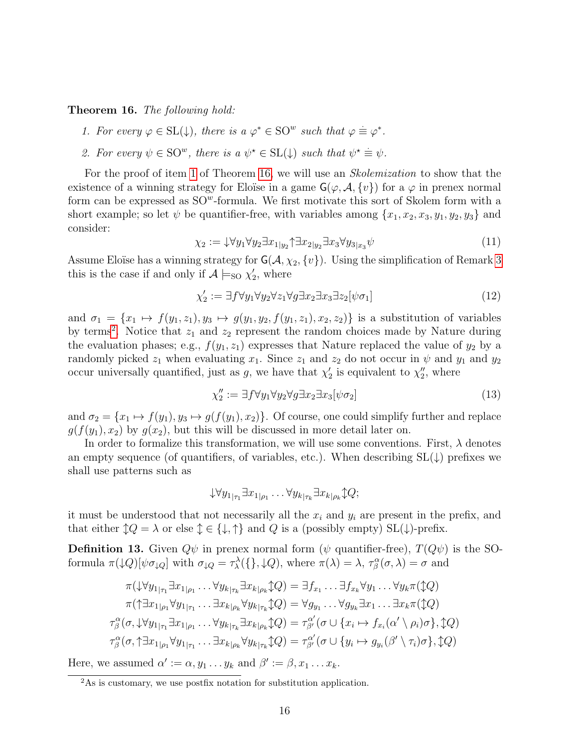**Theorem 16.** *The following hold:*

1. *For every $\varphi \in \mathrm{SL}(\downarrow)$, there is a $\varphi^* \in \mathrm{SO}^w$ such that $\varphi \doteq \varphi^*$.*
2. *For every $\psi \in \mathrm{SO}^w$, there is a $\psi^\star \in \mathrm{SL}(\downarrow)$ such that $\psi^\star \doteq \psi$.*

For the proof of item 1 of Theorem 16, we will use an *Skolemization* to show that the existence of a winning strategy for Eloïse in a game $\mathsf{G}(\varphi, \mathcal{A}, \{v\})$ for a $\varphi$ in prenex normal form can be expressed as $\mathrm{SO}^w$-formula. We first motivate this sort of Skolem form with a short example; so let $\psi$ be quantifier-free, with variables among $\{x_1, x_2, x_3, y_1, y_2, y_3\}$ and consider:

$$\chi_2 := \downarrow \forall y_1 \forall y_2 \exists x_{1|y_2} \uparrow \exists x_{2|y_2} \exists x_3 \forall y_{3|x_3} \psi \tag{11}$$

Assume Eloïse has a winning strategy for $\mathsf{G}(\mathcal{A}, \chi_2, \{v\})$. Using the simplification of Remark 3 this is the case if and only if $\mathcal{A} \models_{\mathrm{SO}} \chi_2'$, where

$$\chi_2' := \exists f \forall y_1 \forall y_2 \forall z_1 \forall g \exists x_2 \exists x_3 \exists z_2 [\psi \sigma_1] \tag{12}$$

and $\sigma_1 = \{x_1 \mapsto f(y_1, z_1), y_3 \mapsto g(y_1, y_2, f(y_1, z_1), x_2, z_2)\}$ is a substitution of variables by terms[2]. Notice that $z_1$ and $z_2$ represent the random choices made by Nature during the evaluation phases; e.g., $f(y_1, z_1)$ expresses that Nature replaced the value of $y_2$ by a randomly picked $z_1$ when evaluating $x_1$. Since $z_1$ and $z_2$ do not occur in $\psi$ and $y_1$ and $y_2$ occur universally quantified, just as $g$, we have that $\chi_2'$ is equivalent to $\chi_2''$, where

$$\chi_2'' := \exists f \forall y_1 \forall y_2 \forall g \exists x_2 \exists x_3 [\psi \sigma_2] \tag{13}$$

and $\sigma_2 = \{x_1 \mapsto f(y_1), y_3 \mapsto g(f(y_1), x_2)\}$. Of course, one could simplify further and replace $g(f(y_1), x_2)$ by $g(x_2)$, but this will be discussed in more detail later on.

In order to formalize this transformation, we will use some conventions. First, $\lambda$ denotes an empty sequence (of quantifiers, of variables, etc.). When describing $\mathrm{SL}(\downarrow)$ prefixes we shall use patterns such as

$$\downarrow \forall y_{1|\tau_1} \exists x_{1|\rho_1} \ldots \forall y_{k|\tau_k} \exists x_{k|\rho_k} \updownarrow Q;$$

it must be understood that not necessarily all the $x_i$ and $y_i$ are present in the prefix, and that either $\updownarrow Q = \lambda$ or else $\updownarrow \in \{\downarrow, \uparrow\}$ and $Q$ is a (possibly empty) $\mathrm{SL}(\downarrow)$-prefix.

**Definition 13.** Given $Q\psi$ in prenex normal form ($\psi$ quantifier-free), $T(Q\psi)$ is the SO-formula $\pi(\downarrow Q)[\psi \sigma_{\downarrow Q}]$ with $\sigma_{\downarrow Q} = \tau_\lambda^\lambda(\{\}, \downarrow Q)$, where $\pi(\lambda) = \lambda$, $\tau_\beta^\alpha(\sigma, \lambda) = \sigma$ and

$$\begin{aligned}
\pi(\downarrow \forall y_{1|\tau_1} \exists x_{1|\rho_1} \ldots \forall y_{k|\tau_k} \exists x_{k|\rho_k} \updownarrow Q) &= \exists f_{x_1} \ldots \exists f_{x_k} \forall y_1 \ldots \forall y_k \pi(\updownarrow Q) \\
\pi(\uparrow \exists x_{1|\rho_1} \forall y_{1|\tau_1} \ldots \exists x_{k|\rho_k} \forall y_{k|\tau_k} \updownarrow Q) &= \forall g_{y_1} \ldots \forall g_{y_k} \exists x_1 \ldots \exists x_k \pi(\updownarrow Q) \\
\tau_\beta^\alpha(\sigma, \downarrow \forall y_{1|\tau_1} \exists x_{1|\rho_1} \ldots \forall y_{k|\tau_k} \exists x_{k|\rho_k} \updownarrow Q) &= \tau_{\beta'}^{\alpha'}(\sigma \cup \{x_i \mapsto f_{x_i}(\alpha' \setminus \rho_i)\sigma\}, \updownarrow Q) \\
\tau_\beta^\alpha(\sigma, \uparrow \exists x_{1|\rho_1} \forall y_{1|\tau_1} \ldots \exists x_{k|\rho_k} \forall y_{k|\tau_k} \updownarrow Q) &= \tau_{\beta'}^{\alpha'}(\sigma \cup \{y_i \mapsto g_{y_i}(\beta' \setminus \tau_i)\sigma\}, \updownarrow Q)
\end{aligned}$$

Here, we assumed $\alpha' := \alpha, y_1 \ldots y_k$ and $\beta' := \beta, x_1 \ldots x_k$.

[2] As is customary, we use postfix notation for substitution application.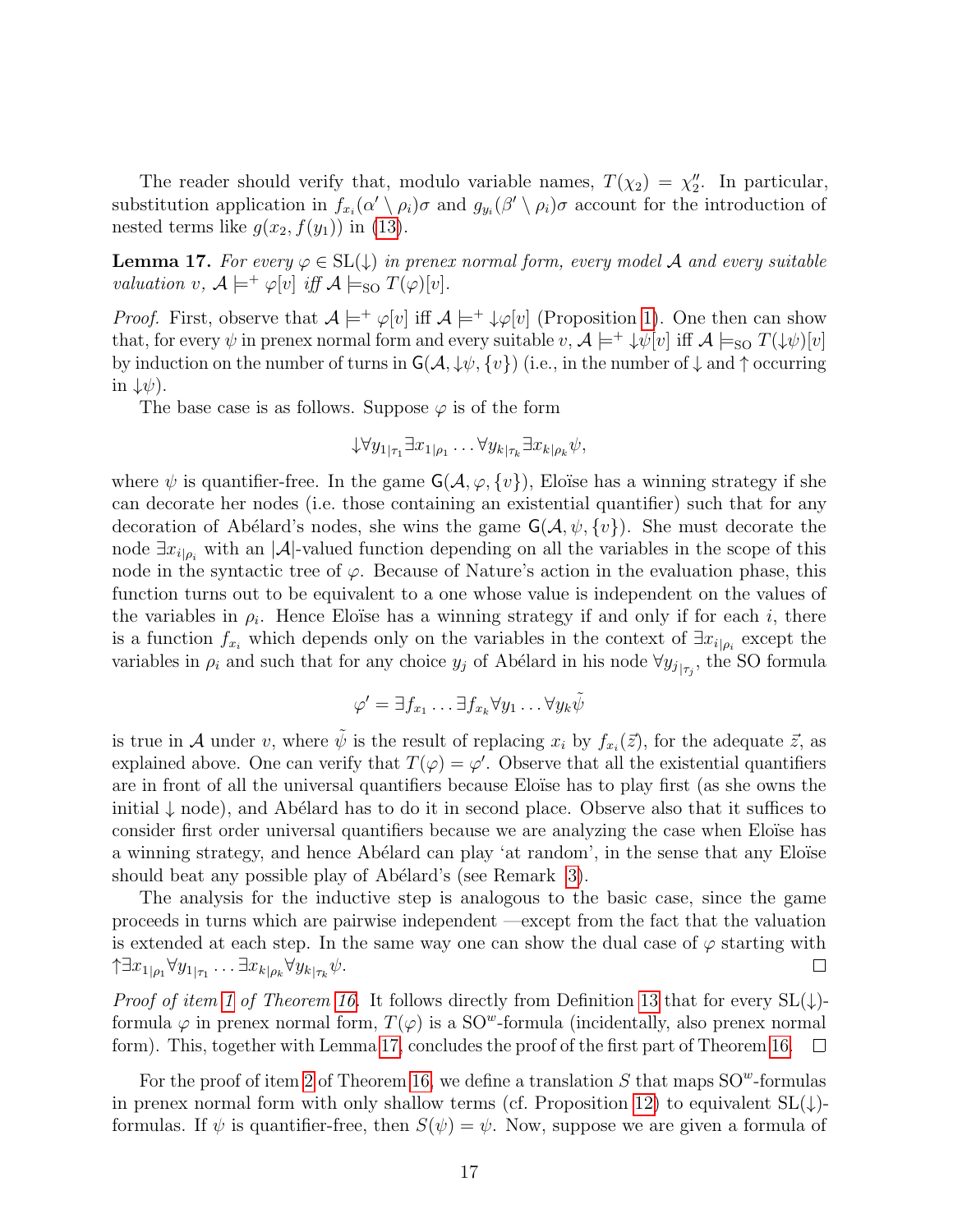The reader should verify that, modulo variable names, $T(\chi_2) = \chi_2''$. In particular, substitution application in $f_{x_i}(\alpha' \setminus \rho_i)\sigma$ and $g_{y_i}(\beta' \setminus \rho_i)\sigma$ account for the introduction of nested terms like $g(x_2, f(y_1))$ in (13).

**Lemma 17.** *For every $\varphi \in \mathrm{SL}(\downarrow)$ in prenex normal form, every model $\mathcal{A}$ and every suitable valuation $v$, $\mathcal{A} \models^+ \varphi[v]$ iff $\mathcal{A} \models_{\mathrm{SO}} T(\varphi)[v]$.*

*Proof.* First, observe that $\mathcal{A} \models^+ \varphi[v]$ iff $\mathcal{A} \models^+ \downarrow\varphi[v]$ (Proposition 1). One then can show that, for every $\psi$ in prenex normal form and every suitable $v$, $\mathcal{A} \models^+ \downarrow\psi[v]$ iff $\mathcal{A} \models_{\mathrm{SO}} T(\downarrow\psi)[v]$ by induction on the number of turns in $\mathsf{G}(\mathcal{A}, \downarrow\psi, \{v\})$ (i.e., in the number of $\downarrow$ and $\uparrow$ occurring in $\downarrow\psi$).

The base case is as follows. Suppose $\varphi$ is of the form

$$\downarrow\forall y_{1|\tau_1} \exists x_{1|\rho_1} \ldots \forall y_{k|\tau_k} \exists x_{k|\rho_k} \psi,$$

where $\psi$ is quantifier-free. In the game $\mathsf{G}(\mathcal{A}, \varphi, \{v\})$, Eloïse has a winning strategy if she can decorate her nodes (i.e. those containing an existential quantifier) such that for any decoration of Abélard's nodes, she wins the game $\mathsf{G}(\mathcal{A}, \psi, \{v\})$. She must decorate the node $\exists x_{i|\rho_i}$ with an $|\mathcal{A}|$-valued function depending on all the variables in the scope of this node in the syntactic tree of $\varphi$. Because of Nature's action in the evaluation phase, this function turns out to be equivalent to a one whose value is independent on the values of the variables in $\rho_i$. Hence Eloïse has a winning strategy if and only if for each $i$, there is a function $f_{x_i}$ which depends only on the variables in the context of $\exists x_{i|\rho_i}$ except the variables in $\rho_i$ and such that for any choice $y_j$ of Abélard in his node $\forall y_{j_{|\tau_j}}$, the SO formula

$$\varphi' = \exists f_{x_1} \ldots \exists f_{x_k} \forall y_1 \ldots \forall y_k \tilde{\psi}$$

is true in $\mathcal{A}$ under $v$, where $\tilde{\psi}$ is the result of replacing $x_i$ by $f_{x_i}(\vec{z})$, for the adequate $\vec{z}$, as explained above. One can verify that $T(\varphi) = \varphi'$. Observe that all the existential quantifiers are in front of all the universal quantifiers because Eloïse has to play first (as she owns the initial $\downarrow$ node), and Abélard has to do it in second place. Observe also that it suffices to consider first order universal quantifiers because we are analyzing the case when Eloïse has a winning strategy, and hence Abélard can play 'at random', in the sense that any Eloïse should beat any possible play of Abélard's (see Remark 3).

The analysis for the inductive step is analogous to the basic case, since the game proceeds in turns which are pairwise independent —except from the fact that the valuation is extended at each step. In the same way one can show the dual case of $\varphi$ starting with $\uparrow\exists x_{1|\rho_1} \forall y_{1|\tau_1} \ldots \exists x_{k|\rho_k} \forall y_{k|\tau_k} \psi$. □

*Proof of item 1 of Theorem 16.* It follows directly from Definition 13 that for every $\mathrm{SL}(\downarrow)$-formula $\varphi$ in prenex normal form, $T(\varphi)$ is a $\mathrm{SO}^w$-formula (incidentally, also prenex normal form). This, together with Lemma 17, concludes the proof of the first part of Theorem 16. □

For the proof of item 2 of Theorem 16, we define a translation $S$ that maps $\mathrm{SO}^w$-formulas in prenex normal form with only shallow terms (cf. Proposition 12) to equivalent $\mathrm{SL}(\downarrow)$-formulas. If $\psi$ is quantifier-free, then $S(\psi) = \psi$. Now, suppose we are given a formula of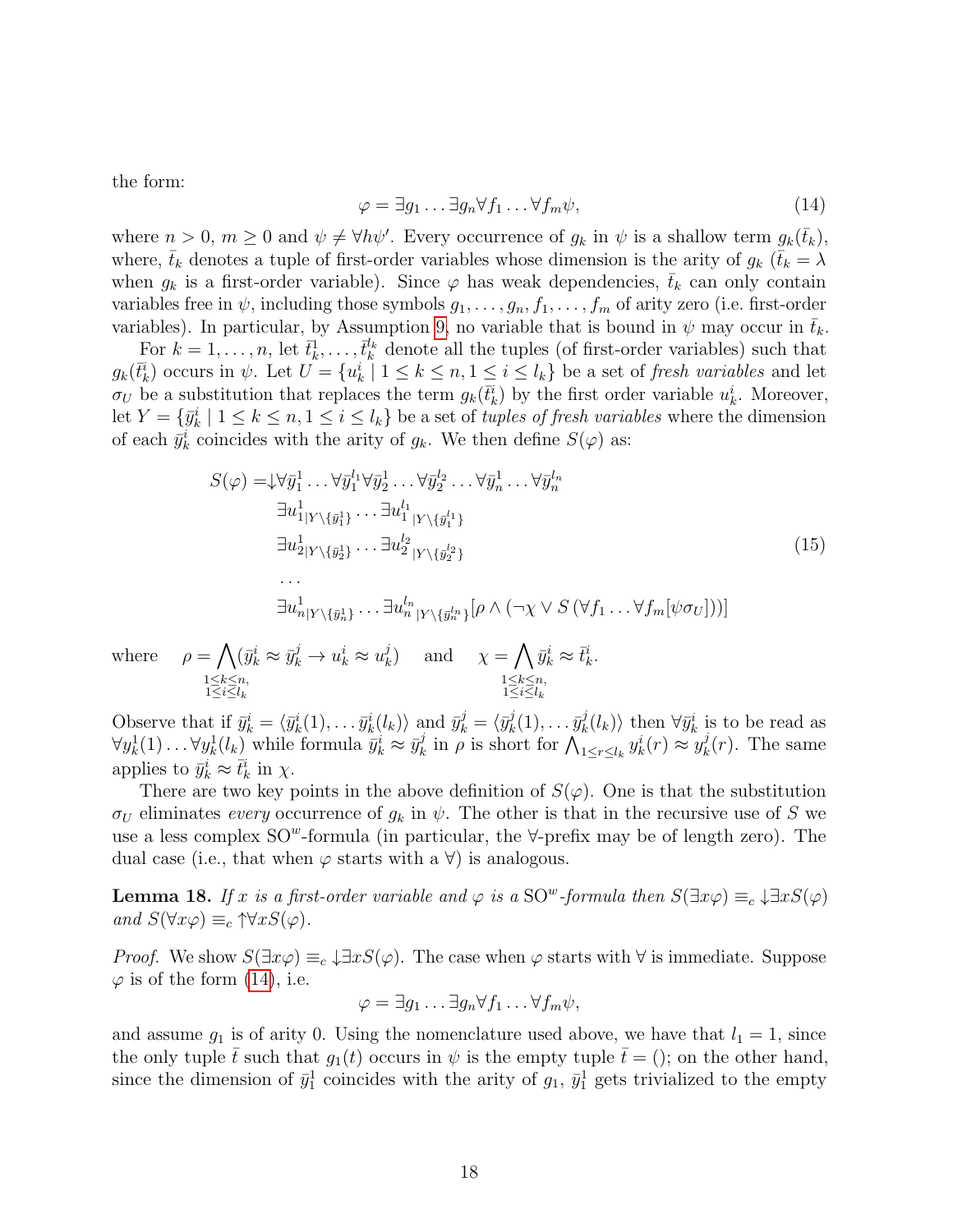the form:

$$\varphi = \exists g_1 \ldots \exists g_n \forall f_1 \ldots \forall f_m \psi, \tag{14}$$

where $n > 0$, $m \geq 0$ and $\psi \neq \forall h \psi'$. Every occurrence of $g_k$ in $\psi$ is a shallow term $g_k(\bar{t}_k)$, where, $\bar{t}_k$ denotes a tuple of first-order variables whose dimension is the arity of $g_k$ ($\bar{t}_k = \lambda$ when $g_k$ is a first-order variable). Since $\varphi$ has weak dependencies, $\bar{t}_k$ can only contain variables free in $\psi$, including those symbols $g_1, \ldots, g_n, f_1, \ldots, f_m$ of arity zero (i.e. first-order variables). In particular, by Assumption 9, no variable that is bound in $\psi$ may occur in $\bar{t}_k$.

For $k = 1, \ldots, n$, let $\bar{t}_k^1, \ldots, \bar{t}_k^{l_k}$ denote all the tuples (of first-order variables) such that $g_k(\bar{t}_k^i)$ occurs in $\psi$. Let $U = \{u_k^i \mid 1 \leq k \leq n, 1 \leq i \leq l_k\}$ be a set of *fresh variables* and let $\sigma_U$ be a substitution that replaces the term $g_k(\bar{t}_k^i)$ by the first order variable $u_k^i$. Moreover, let $Y = \{\bar{y}_k^i \mid 1 \leq k \leq n, 1 \leq i \leq l_k\}$ be a set of *tuples of fresh variables* where the dimension of each $\bar{y}_k^i$ coincides with the arity of $g_k$. We then define $S(\varphi)$ as:

$$\begin{aligned} S(\varphi) = {\downarrow} & \forall \bar{y}_1^1 \ldots \forall \bar{y}_1^{l_1} \forall \bar{y}_2^1 \ldots \forall \bar{y}_2^{l_2} \ldots \forall \bar{y}_n^1 \ldots \forall \bar{y}_n^{l_n} \\ & \exists u^1_{1|Y \setminus \{\bar{y}_1^1\}} \ldots \exists u^{l_1}_{1\;|Y \setminus \{\bar{y}_1^{l_1}\}} \\ & \exists u^1_{2|Y \setminus \{\bar{y}_2^1\}} \ldots \exists u^{l_2}_{2\;|Y \setminus \{\bar{y}_2^{l_2}\}} \\ & \ldots \\ & \exists u^1_{n|Y \setminus \{\bar{y}_n^1\}} \ldots \exists u^{l_n}_{n\;|Y \setminus \{\bar{y}_n^{l_n}\}} [\rho \wedge (\neg \chi \vee S(\forall f_1 \ldots \forall f_m [\psi \sigma_U]))] \end{aligned} \tag{15}$$

where $\quad \rho = \bigwedge_{\substack{1 \leq k \leq n, \\ 1 \leq i \leq l_k}} (\bar{y}_k^i \approx \bar{y}_k^j \rightarrow u_k^i \approx u_k^j) \quad$ and $\quad \chi = \bigwedge_{\substack{1 \leq k \leq n, \\ 1 \leq i \leq l_k}} \bar{y}_k^i \approx \bar{t}_k^i.$

Observe that if $\bar{y}_k^i = \langle \bar{y}_k^i(1), \ldots \bar{y}_k^i(l_k) \rangle$ and $\bar{y}_k^j = \langle \bar{y}_k^j(1), \ldots \bar{y}_k^j(l_k) \rangle$ then $\forall \bar{y}_k^i$ is to be read as $\forall y_k^1(1) \ldots \forall y_k^1(l_k)$ while formula $\bar{y}_k^i \approx \bar{y}_k^j$ in $\rho$ is short for $\bigwedge_{1 \leq r \leq l_k} y_k^i(r) \approx y_k^j(r)$. The same applies to $\bar{y}_k^i \approx \bar{t}_k^i$ in $\chi$.

There are two key points in the above definition of $S(\varphi)$. One is that the substitution $\sigma_U$ eliminates *every* occurrence of $g_k$ in $\psi$. The other is that in the recursive use of $S$ we use a less complex SO$^w$-formula (in particular, the $\forall$-prefix may be of length zero). The dual case (i.e., that when $\varphi$ starts with a $\forall$) is analogous.

**Lemma 18.** *If $x$ is a first-order variable and $\varphi$ is a* SO$^w$*-formula then $S(\exists x \varphi) \equiv_c {\downarrow} \exists x S(\varphi)$ and $S(\forall x \varphi) \equiv_c {\uparrow} \forall x S(\varphi)$.*

*Proof.* We show $S(\exists x \varphi) \equiv_c {\downarrow} \exists x S(\varphi)$. The case when $\varphi$ starts with $\forall$ is immediate. Suppose $\varphi$ is of the form (14), i.e.

$$\varphi = \exists g_1 \ldots \exists g_n \forall f_1 \ldots \forall f_m \psi,$$

and assume $g_1$ is of arity 0. Using the nomenclature used above, we have that $l_1 = 1$, since the only tuple $\bar{t}$ such that $g_1(t)$ occurs in $\psi$ is the empty tuple $\bar{t} = ()$; on the other hand, since the dimension of $\bar{y}_1^1$ coincides with the arity of $g_1$, $\bar{y}_1^1$ gets trivialized to the empty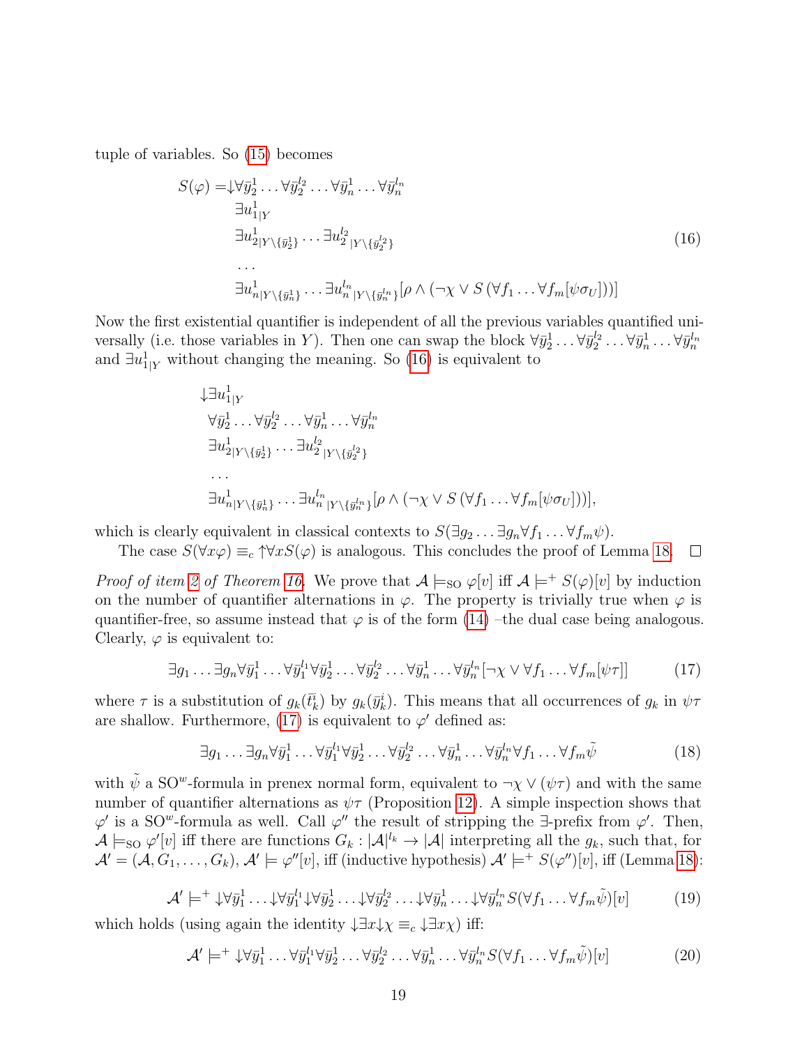tuple of variables. So (15) becomes

$$
\begin{aligned}
S(\varphi) = & {\downarrow}\forall \bar{y}_2^1 \ldots \forall \bar{y}_2^{l_2} \ldots \forall \bar{y}_n^1 \ldots \forall \bar{y}_n^{l_n} \\
& \exists u^1_{1|Y} \\
& \exists u^1_{2|Y\setminus\{\bar{y}_2^1\}} \ldots \exists u^{l_2}_{2\,|Y\setminus\{\bar{y}_2^{l_2}\}} \\
& \ldots \\
& \exists u^1_{n|Y\setminus\{\bar{y}_n^1\}} \ldots \exists u^{l_n}_{n\,|Y\setminus\{\bar{y}_n^{l_n}\}} [\rho \wedge (\neg\chi \vee S\,(\forall f_1 \ldots \forall f_m [\psi\sigma_U]))]
\end{aligned}
\tag{16}
$$

Now the first existential quantifier is independent of all the previous variables quantified universally (i.e. those variables in $Y$). Then one can swap the block $\forall \bar{y}_2^1 \ldots \forall \bar{y}_2^{l_2} \ldots \forall \bar{y}_n^1 \ldots \forall \bar{y}_n^{l_n}$ and $\exists u^1_{1|Y}$ without changing the meaning. So (16) is equivalent to

$$
\begin{aligned}
& {\downarrow}\exists u^1_{1|Y} \\
& \quad \forall \bar{y}_2^1 \ldots \forall \bar{y}_2^{l_2} \ldots \forall \bar{y}_n^1 \ldots \forall \bar{y}_n^{l_n} \\
& \quad \exists u^1_{2|Y\setminus\{\bar{y}_2^1\}} \ldots \exists u^{l_2}_{2\,|Y\setminus\{\bar{y}_2^{l_2}\}} \\
& \quad \ldots \\
& \quad \exists u^1_{n|Y\setminus\{\bar{y}_n^1\}} \ldots \exists u^{l_n}_{n\,|Y\setminus\{\bar{y}_n^{l_n}\}} [\rho \wedge (\neg\chi \vee S\,(\forall f_1 \ldots \forall f_m [\psi\sigma_U]))],
\end{aligned}
$$

which is clearly equivalent in classical contexts to $S(\exists g_2 \ldots \exists g_n \forall f_1 \ldots \forall f_m \psi)$.

The case $S(\forall x\varphi) \equiv_c {\uparrow}\forall x S(\varphi)$ is analogous. This concludes the proof of Lemma 18. $\square$

*Proof of item 2 of Theorem 16.* We prove that $\mathcal{A} \models_{\mathrm{SO}} \varphi[v]$ iff $\mathcal{A} \models^+ S(\varphi)[v]$ by induction on the number of quantifier alternations in $\varphi$. The property is trivially true when $\varphi$ is quantifier-free, so assume instead that $\varphi$ is of the form (14) –the dual case being analogous. Clearly, $\varphi$ is equivalent to:

$$
\exists g_1 \ldots \exists g_n \forall \bar{y}_1^1 \ldots \forall \bar{y}_1^{l_1} \forall \bar{y}_2^1 \ldots \forall \bar{y}_2^{l_2} \ldots \forall \bar{y}_n^1 \ldots \forall \bar{y}_n^{l_n} [\neg\chi \vee \forall f_1 \ldots \forall f_m [\psi\tau]] \tag{17}
$$

where $\tau$ is a substitution of $g_k(\bar{t}_k^i)$ by $g_k(\bar{y}_k^i)$. This means that all occurrences of $g_k$ in $\psi\tau$ are shallow. Furthermore, (17) is equivalent to $\varphi'$ defined as:

$$
\exists g_1 \ldots \exists g_n \forall \bar{y}_1^1 \ldots \forall \bar{y}_1^{l_1} \forall \bar{y}_2^1 \ldots \forall \bar{y}_2^{l_2} \ldots \forall \bar{y}_n^1 \ldots \forall \bar{y}_n^{l_n} \forall f_1 \ldots \forall f_m \tilde{\psi} \tag{18}
$$

with $\tilde{\psi}$ a $\mathrm{SO}^w$-formula in prenex normal form, equivalent to $\neg\chi \vee (\psi\tau)$ and with the same number of quantifier alternations as $\psi\tau$ (Proposition 12). A simple inspection shows that $\varphi'$ is a $\mathrm{SO}^w$-formula as well. Call $\varphi''$ the result of stripping the $\exists$-prefix from $\varphi'$. Then, $\mathcal{A} \models_{\mathrm{SO}} \varphi'[v]$ iff there are functions $G_k : |\mathcal{A}|^{l_k} \to |\mathcal{A}|$ interpreting all the $g_k$, such that, for $\mathcal{A}' = (\mathcal{A}, G_1, \ldots, G_k)$, $\mathcal{A}' \models \varphi''[v]$, iff (inductive hypothesis) $\mathcal{A}' \models^+ S(\varphi'')[v]$, iff (Lemma 18):

$$
\mathcal{A}' \models^+ {\downarrow}\forall \bar{y}_1^1 \ldots {\downarrow}\forall \bar{y}_1^{l_1} {\downarrow}\forall \bar{y}_2^1 \ldots {\downarrow}\forall \bar{y}_2^{l_2} \ldots {\downarrow}\forall \bar{y}_n^1 \ldots {\downarrow}\forall \bar{y}_n^{l_n} S(\forall f_1 \ldots \forall f_m \tilde{\psi})[v] \tag{19}
$$

which holds (using again the identity ${\downarrow}\exists x {\downarrow}\chi \equiv_c {\downarrow}\exists x \chi$) iff:

$$
\mathcal{A}' \models^+ {\downarrow}\forall \bar{y}_1^1 \ldots \forall \bar{y}_1^{l_1} \forall \bar{y}_2^1 \ldots \forall \bar{y}_2^{l_2} \ldots \forall \bar{y}_n^1 \ldots \forall \bar{y}_n^{l_n} S(\forall f_1 \ldots \forall f_m \tilde{\psi})[v] \tag{20}
$$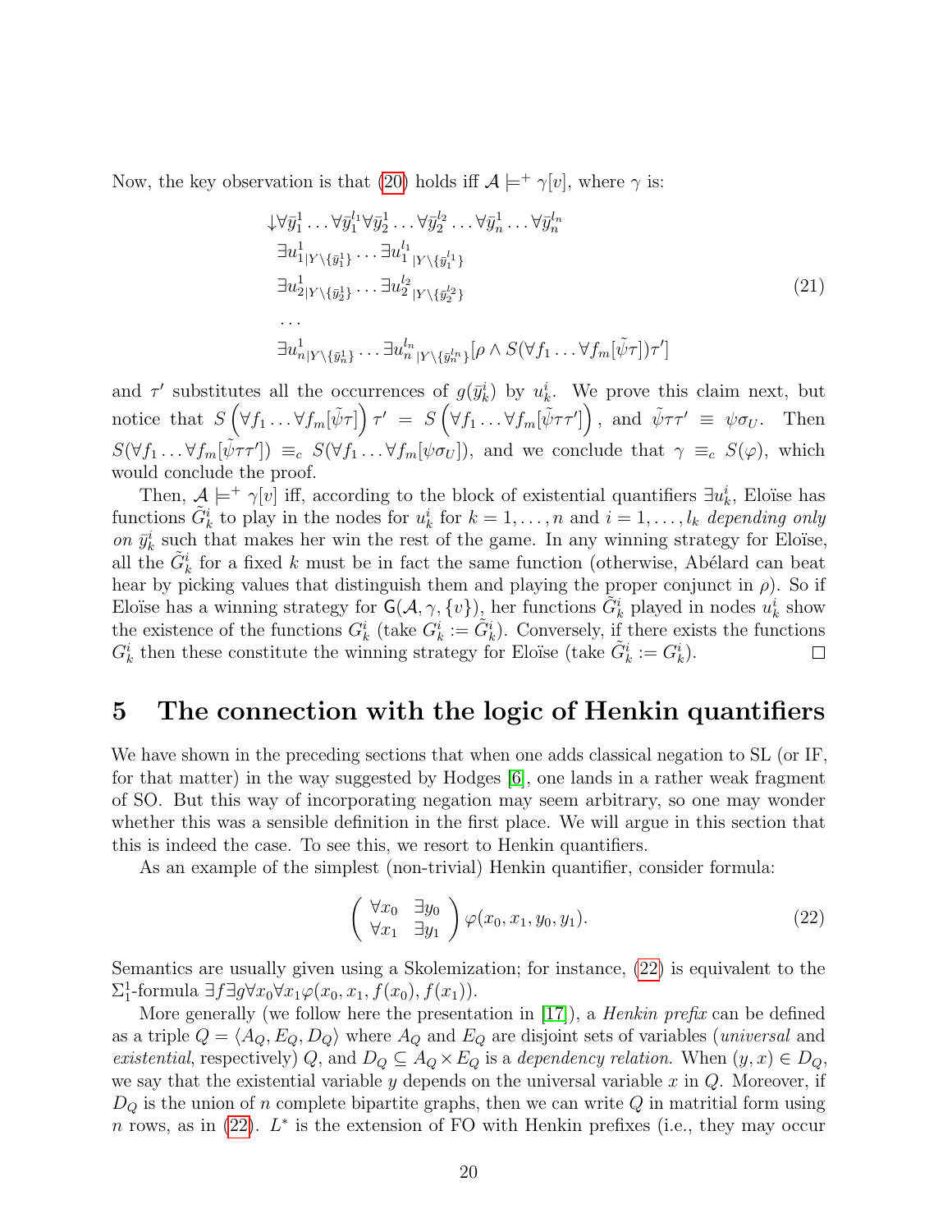Now, the key observation is that (20) holds iff $\mathcal{A} \models^+ \gamma[v]$, where $\gamma$ is:

$$
\begin{aligned}
&\downarrow \forall \bar{y}_1^1 \ldots \forall \bar{y}_1^{l_1} \forall \bar{y}_2^1 \ldots \forall \bar{y}_2^{l_2} \ldots \forall \bar{y}_n^1 \ldots \forall \bar{y}_n^{l_n} \\
&\ \exists u^1_{1|Y\setminus\{\bar{y}_1^1\}} \ldots \exists u^{l_1}_{1\ |Y\setminus\{\bar{y}_1^{l_1}\}} \\
&\ \exists u^1_{2|Y\setminus\{\bar{y}_2^1\}} \ldots \exists u^{l_2}_{2\ |Y\setminus\{\bar{y}_2^{l_2}\}} \\
&\ \ldots \\
&\ \exists u^1_{n|Y\setminus\{\bar{y}_n^1\}} \ldots \exists u^{l_n}_{n\ |Y\setminus\{\bar{y}_n^{l_n}\}} [\rho \wedge S(\forall f_1 \ldots \forall f_m[\tilde{\psi}\tau])\tau']
\end{aligned}
\tag{21}
$$

and $\tau'$ substitutes all the occurrences of $g(\bar{y}_k^i)$ by $u_k^i$. We prove this claim next, but notice that $S\left(\forall f_1 \ldots \forall f_m[\tilde{\psi}\tau]\right)\tau' = S\left(\forall f_1 \ldots \forall f_m[\tilde{\psi}\tau\tau']\right)$, and $\tilde{\psi}\tau\tau' \equiv \psi\sigma_U$. Then $S(\forall f_1 \ldots \forall f_m[\tilde{\psi}\tau\tau']) \equiv_c S(\forall f_1 \ldots \forall f_m[\psi\sigma_U])$, and we conclude that $\gamma \equiv_c S(\varphi)$, which would conclude the proof.

Then, $\mathcal{A} \models^+ \gamma[v]$ iff, according to the block of existential quantifiers $\exists u_k^i$, Eloïse has functions $\tilde{G}_k^i$ to play in the nodes for $u_k^i$ for $k = 1, \ldots, n$ and $i = 1, \ldots, l_k$ *depending only on* $\bar{y}_k^i$ such that makes her win the rest of the game. In any winning strategy for Eloïse, all the $\tilde{G}_k^i$ for a fixed $k$ must be in fact the same function (otherwise, Abélard can beat hear by picking values that distinguish them and playing the proper conjunct in $\rho$). So if Eloïse has a winning strategy for $\mathsf{G}(\mathcal{A}, \gamma, \{v\})$, her functions $\tilde{G}_k^i$ played in nodes $u_k^i$ show the existence of the functions $G_k^i$ (take $G_k^i := \tilde{G}_k^i$). Conversely, if there exists the functions $G_k^i$ then these constitute the winning strategy for Eloïse (take $\tilde{G}_k^i := G_k^i$). $\square$

# 5 The connection with the logic of Henkin quantifiers

We have shown in the preceding sections that when one adds classical negation to SL (or IF, for that matter) in the way suggested by Hodges [6], one lands in a rather weak fragment of SO. But this way of incorporating negation may seem arbitrary, so one may wonder whether this was a sensible definition in the first place. We will argue in this section that this is indeed the case. To see this, we resort to Henkin quantifiers.

As an example of the simplest (non-trivial) Henkin quantifier, consider formula:

$$
\begin{pmatrix} \forall x_0 & \exists y_0 \\ \forall x_1 & \exists y_1 \end{pmatrix} \varphi(x_0, x_1, y_0, y_1).
\tag{22}
$$

Semantics are usually given using a Skolemization; for instance, (22) is equivalent to the $\Sigma_1^1$-formula $\exists f \exists g \forall x_0 \forall x_1 \varphi(x_0, x_1, f(x_0), f(x_1))$.

More generally (we follow here the presentation in [17]), a *Henkin prefix* can be defined as a triple $Q = \langle A_Q, E_Q, D_Q \rangle$ where $A_Q$ and $E_Q$ are disjoint sets of variables (*universal* and *existential*, respectively) $Q$, and $D_Q \subseteq A_Q \times E_Q$ is a *dependency relation*. When $(y, x) \in D_Q$, we say that the existential variable $y$ depends on the universal variable $x$ in $Q$. Moreover, if $D_Q$ is the union of $n$ complete bipartite graphs, then we can write $Q$ in matritial form using $n$ rows, as in (22). $L^*$ is the extension of FO with Henkin prefixes (i.e., they may occur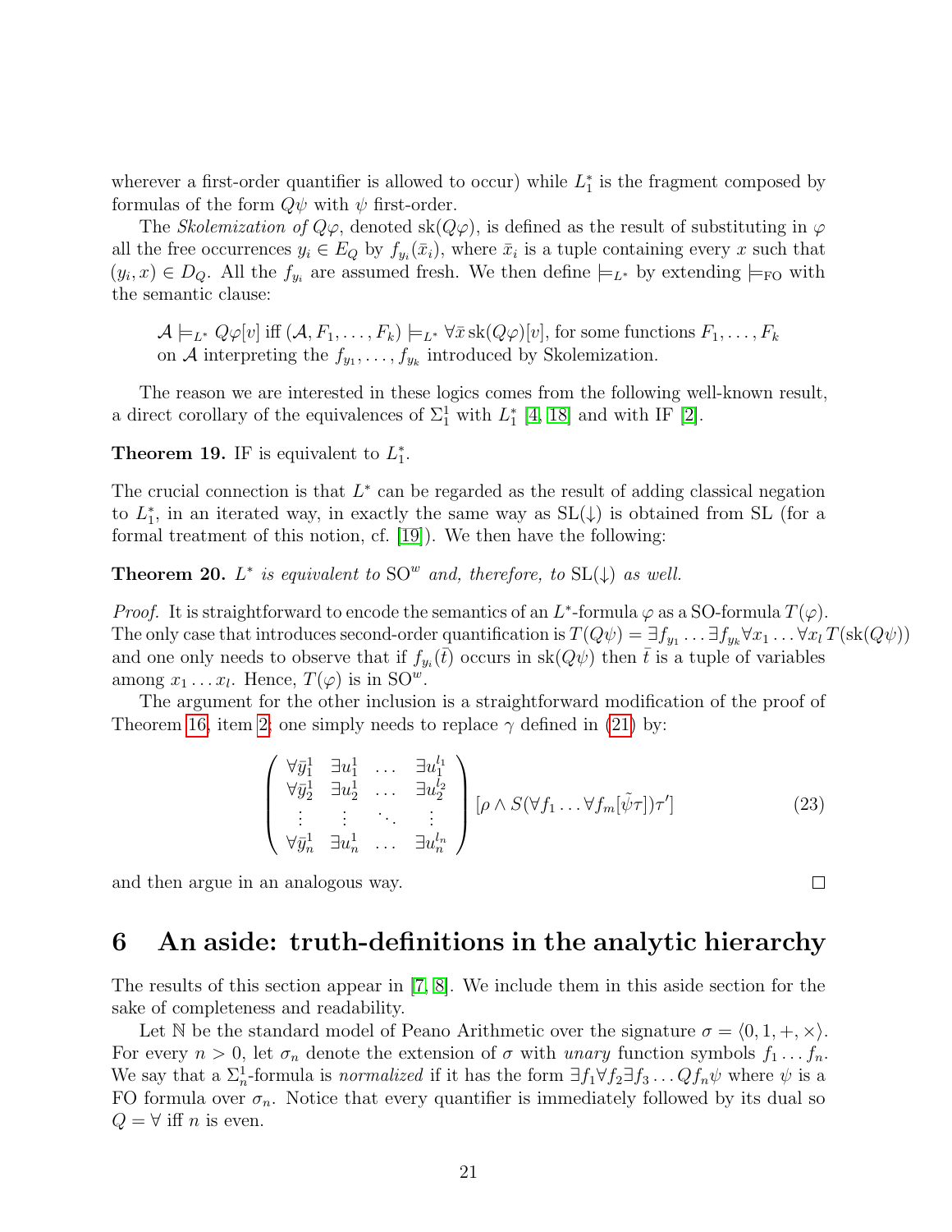wherever a first-order quantifier is allowed to occur) while $L_1^*$ is the fragment composed by formulas of the form $Q\psi$ with $\psi$ first-order.

The *Skolemization of* $Q\varphi$, denoted $\mathrm{sk}(Q\varphi)$, is defined as the result of substituting in $\varphi$ all the free occurrences $y_i \in E_Q$ by $f_{y_i}(\bar{x}_i)$, where $\bar{x}_i$ is a tuple containing every $x$ such that $(y_i, x) \in D_Q$. All the $f_{y_i}$ are assumed fresh. We then define $\models_{L^*}$ by extending $\models_{\mathrm{FO}}$ with the semantic clause:

> $\mathcal{A} \models_{L^*} Q\varphi[v]$ iff $(\mathcal{A}, F_1, \ldots, F_k) \models_{L^*} \forall\bar{x}\,\mathrm{sk}(Q\varphi)[v]$, for some functions $F_1, \ldots, F_k$ on $\mathcal{A}$ interpreting the $f_{y_1}, \ldots, f_{y_k}$ introduced by Skolemization.

The reason we are interested in these logics comes from the following well-known result, a direct corollary of the equivalences of $\Sigma_1^1$ with $L_1^*$ [4, 18] and with IF [2].

**Theorem 19.** IF is equivalent to $L_1^*$.

The crucial connection is that $L^*$ can be regarded as the result of adding classical negation to $L_1^*$, in an iterated way, in exactly the same way as $\mathrm{SL}(\downarrow)$ is obtained from SL (for a formal treatment of this notion, cf. [19]). We then have the following:

**Theorem 20.** *$L^*$ is equivalent to $\mathrm{SO}^w$ and, therefore, to $\mathrm{SL}(\downarrow)$ as well.*

*Proof.* It is straightforward to encode the semantics of an $L^*$-formula $\varphi$ as a SO-formula $T(\varphi)$. The only case that introduces second-order quantification is $T(Q\psi) = \exists f_{y_1} \ldots \exists f_{y_k} \forall x_1 \ldots \forall x_l\, T(\mathrm{sk}(Q\psi))$ and one only needs to observe that if $f_{y_i}(\bar{t})$ occurs in $\mathrm{sk}(Q\psi)$ then $\bar{t}$ is a tuple of variables among $x_1 \ldots x_l$. Hence, $T(\varphi)$ is in $\mathrm{SO}^w$.

The argument for the other inclusion is a straightforward modification of the proof of Theorem 16, item 2; one simply needs to replace $\gamma$ defined in (21) by:

$$\begin{pmatrix} \forall\bar{y}_1^1 & \exists u_1^1 & \ldots & \exists u_1^{l_1} \\ \forall\bar{y}_2^1 & \exists u_2^1 & \ldots & \exists u_2^{l_2} \\ \vdots & \vdots & \ddots & \vdots \\ \forall\bar{y}_n^1 & \exists u_n^1 & \ldots & \exists u_n^{l_n} \end{pmatrix} [\rho \wedge S(\forall f_1 \ldots \forall f_m [\tilde{\psi}\tau])\tau'] \tag{23}$$

and then argue in an analogous way. $\square$

# 6 An aside: truth-definitions in the analytic hierarchy

The results of this section appear in [7, 8]. We include them in this aside section for the sake of completeness and readability.

Let $\mathbb{N}$ be the standard model of Peano Arithmetic over the signature $\sigma = \langle 0, 1, +, \times\rangle$. For every $n > 0$, let $\sigma_n$ denote the extension of $\sigma$ with *unary* function symbols $f_1 \ldots f_n$. We say that a $\Sigma_n^1$-formula is *normalized* if it has the form $\exists f_1 \forall f_2 \exists f_3 \ldots Q f_n \psi$ where $\psi$ is a FO formula over $\sigma_n$. Notice that every quantifier is immediately followed by its dual so $Q = \forall$ iff $n$ is even.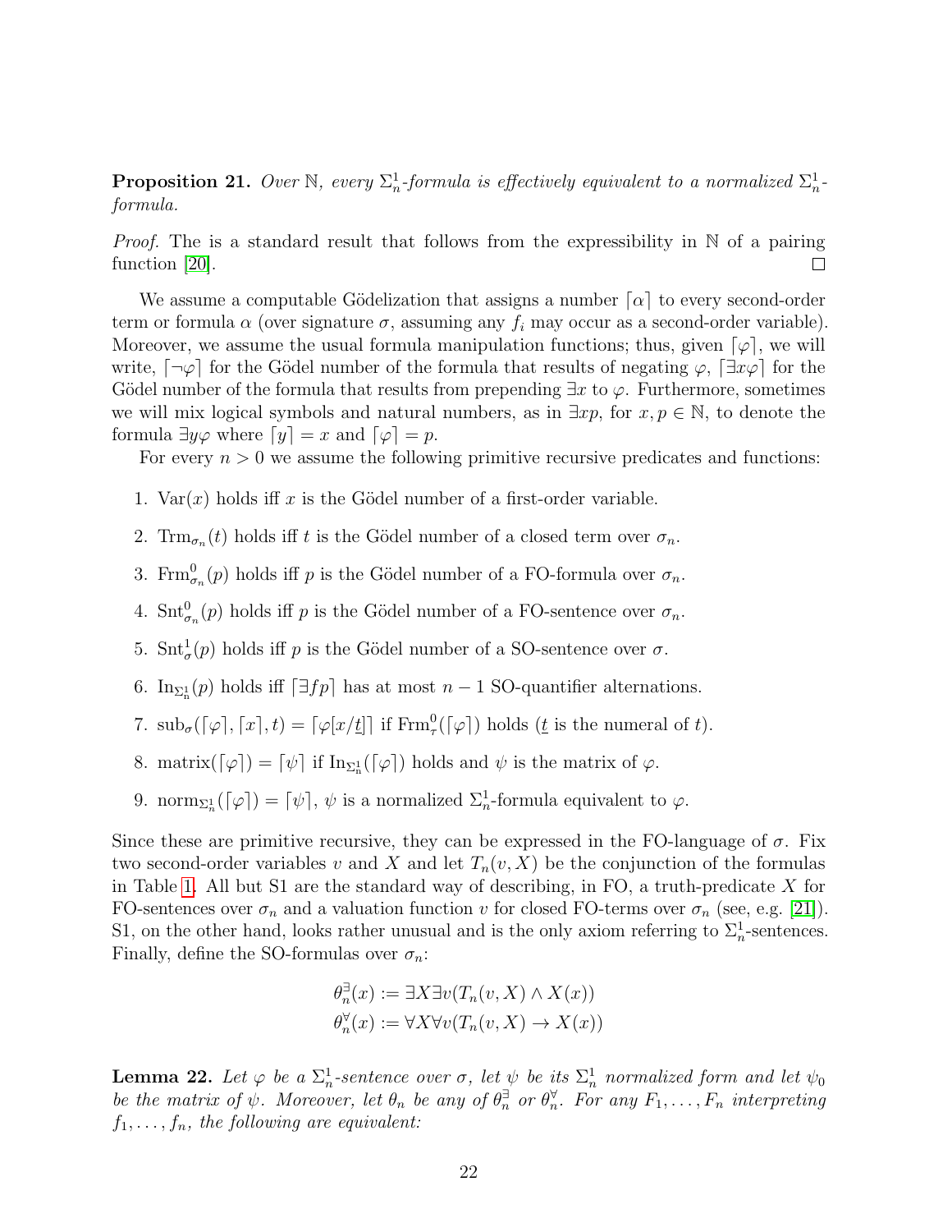**Proposition 21.** *Over $\mathbb{N}$, every $\Sigma^1_n$-formula is effectively equivalent to a normalized $\Sigma^1_n$-formula.*

*Proof.* The is a standard result that follows from the expressibility in $\mathbb{N}$ of a pairing function [20]. □

We assume a computable Gödelization that assigns a number $\ulcorner\alpha\urcorner$ to every second-order term or formula $\alpha$ (over signature $\sigma$, assuming any $f_i$ may occur as a second-order variable). Moreover, we assume the usual formula manipulation functions; thus, given $\ulcorner\varphi\urcorner$, we will write, $\ulcorner\neg\varphi\urcorner$ for the Gödel number of the formula that results of negating $\varphi$, $\ulcorner\exists x\varphi\urcorner$ for the Gödel number of the formula that results from prepending $\exists x$ to $\varphi$. Furthermore, sometimes we will mix logical symbols and natural numbers, as in $\exists xp$, for $x, p \in \mathbb{N}$, to denote the formula $\exists y\varphi$ where $\ulcorner y\urcorner = x$ and $\ulcorner\varphi\urcorner = p$.

For every $n > 0$ we assume the following primitive recursive predicates and functions:

1. $\mathrm{Var}(x)$ holds iff $x$ is the Gödel number of a first-order variable.
2. $\mathrm{Trm}_{\sigma_n}(t)$ holds iff $t$ is the Gödel number of a closed term over $\sigma_n$.
3. $\mathrm{Frm}^0_{\sigma_n}(p)$ holds iff $p$ is the Gödel number of a FO-formula over $\sigma_n$.
4. $\mathrm{Snt}^0_{\sigma_n}(p)$ holds iff $p$ is the Gödel number of a FO-sentence over $\sigma_n$.
5. $\mathrm{Snt}^1_{\sigma}(p)$ holds iff $p$ is the Gödel number of a SO-sentence over $\sigma$.
6. $\mathrm{In}_{\Sigma^1_n}(p)$ holds iff $\ulcorner\exists fp\urcorner$ has at most $n-1$ SO-quantifier alternations.
7. $\mathrm{sub}_\sigma(\ulcorner\varphi\urcorner, \ulcorner x\urcorner, t) = \ulcorner\varphi[x/\underline{t}]\urcorner$ if $\mathrm{Frm}^0_\tau(\ulcorner\varphi\urcorner)$ holds ($\underline{t}$ is the numeral of $t$).
8. $\mathrm{matrix}(\ulcorner\varphi\urcorner) = \ulcorner\psi\urcorner$ if $\mathrm{In}_{\Sigma^1_n}(\ulcorner\varphi\urcorner)$ holds and $\psi$ is the matrix of $\varphi$.
9. $\mathrm{norm}_{\Sigma^1_n}(\ulcorner\varphi\urcorner) = \ulcorner\psi\urcorner$, $\psi$ is a normalized $\Sigma^1_n$-formula equivalent to $\varphi$.

Since these are primitive recursive, they can be expressed in the FO-language of $\sigma$. Fix two second-order variables $v$ and $X$ and let $T_n(v, X)$ be the conjunction of the formulas in Table 1. All but S1 are the standard way of describing, in FO, a truth-predicate $X$ for FO-sentences over $\sigma_n$ and a valuation function $v$ for closed FO-terms over $\sigma_n$ (see, e.g. [21]). S1, on the other hand, looks rather unusual and is the only axiom referring to $\Sigma^1_n$-sentences. Finally, define the SO-formulas over $\sigma_n$:

$$\theta^\exists_n(x) := \exists X \exists v (T_n(v, X) \wedge X(x))$$
$$\theta^\forall_n(x) := \forall X \forall v (T_n(v, X) \rightarrow X(x))$$

**Lemma 22.** *Let $\varphi$ be a $\Sigma^1_n$-sentence over $\sigma$, let $\psi$ be its $\Sigma^1_n$ normalized form and let $\psi_0$ be the matrix of $\psi$. Moreover, let $\theta_n$ be any of $\theta^\exists_n$ or $\theta^\forall_n$. For any $F_1, \ldots, F_n$ interpreting $f_1, \ldots, f_n$, the following are equivalent:*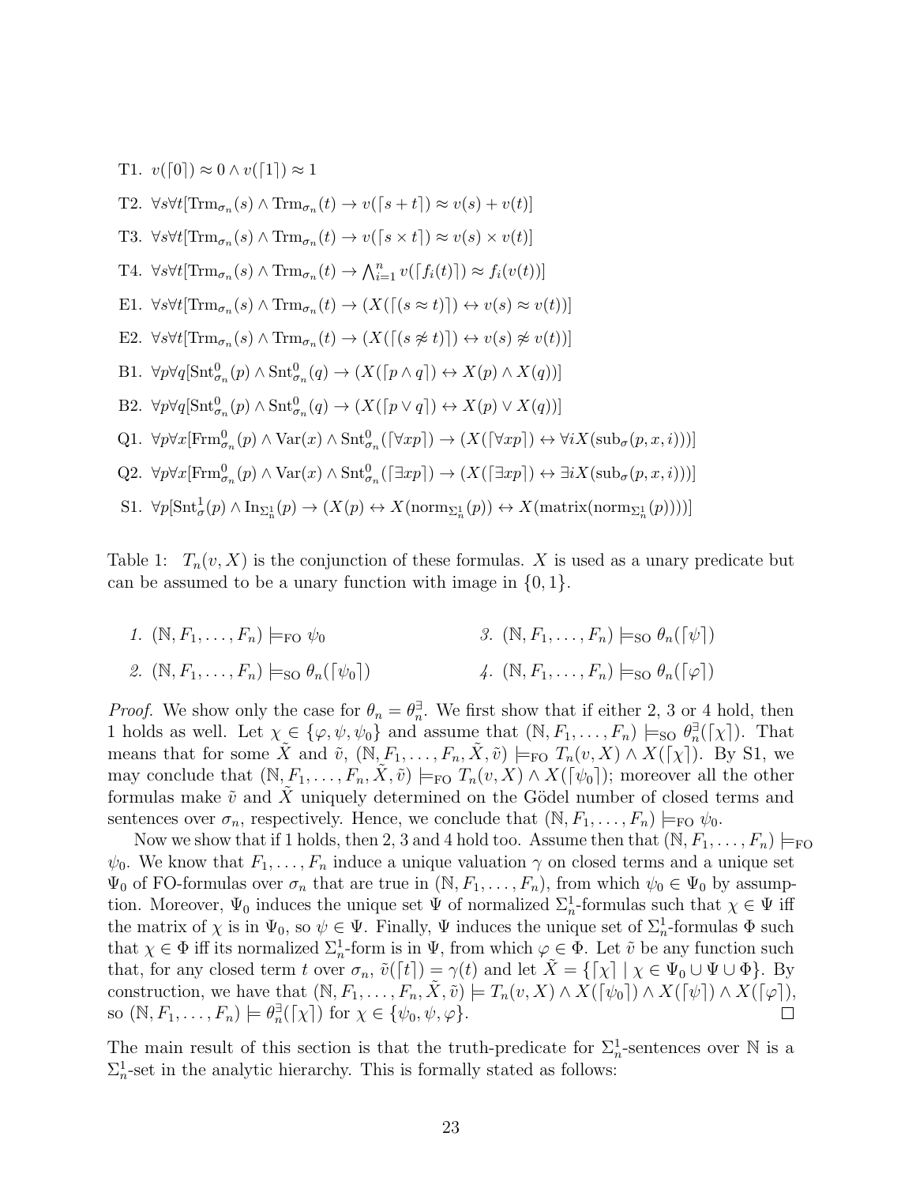T1. $v(\ulcorner 0 \urcorner) \approx 0 \wedge v(\ulcorner 1 \urcorner) \approx 1$

T2. $\forall s \forall t[\mathrm{Trm}_{\sigma_n}(s) \wedge \mathrm{Trm}_{\sigma_n}(t) \rightarrow v(\ulcorner s+t \urcorner) \approx v(s)+v(t)]$

T3. $\forall s \forall t[\mathrm{Trm}_{\sigma_n}(s) \wedge \mathrm{Trm}_{\sigma_n}(t) \rightarrow v(\ulcorner s \times t \urcorner) \approx v(s) \times v(t)]$

T4. $\forall s \forall t[\mathrm{Trm}_{\sigma_n}(s) \wedge \mathrm{Trm}_{\sigma_n}(t) \rightarrow \bigwedge_{i=1}^{n} v(\ulcorner f_i(t) \urcorner) \approx f_i(v(t))]$

E1. $\forall s \forall t[\mathrm{Trm}_{\sigma_n}(s) \wedge \mathrm{Trm}_{\sigma_n}(t) \rightarrow (X(\ulcorner (s \approx t) \urcorner) \leftrightarrow v(s) \approx v(t))]$

E2. $\forall s \forall t[\mathrm{Trm}_{\sigma_n}(s) \wedge \mathrm{Trm}_{\sigma_n}(t) \rightarrow (X(\ulcorner (s \not\approx t) \urcorner) \leftrightarrow v(s) \not\approx v(t))]$

B1. $\forall p \forall q[\mathrm{Snt}^0_{\sigma_n}(p) \wedge \mathrm{Snt}^0_{\sigma_n}(q) \rightarrow (X(\ulcorner p \wedge q \urcorner) \leftrightarrow X(p) \wedge X(q))]$

B2. $\forall p \forall q[\mathrm{Snt}^0_{\sigma_n}(p) \wedge \mathrm{Snt}^0_{\sigma_n}(q) \rightarrow (X(\ulcorner p \vee q \urcorner) \leftrightarrow X(p) \vee X(q))]$

Q1. $\forall p \forall x[\mathrm{Frm}^0_{\sigma_n}(p) \wedge \mathrm{Var}(x) \wedge \mathrm{Snt}^0_{\sigma_n}(\ulcorner \forall x p \urcorner) \rightarrow (X(\ulcorner \forall x p \urcorner) \leftrightarrow \forall i X(\mathrm{sub}_\sigma(p,x,i)))]$

Q2. $\forall p \forall x[\mathrm{Frm}^0_{\sigma_n}(p) \wedge \mathrm{Var}(x) \wedge \mathrm{Snt}^0_{\sigma_n}(\ulcorner \exists x p \urcorner) \rightarrow (X(\ulcorner \exists x p \urcorner) \leftrightarrow \exists i X(\mathrm{sub}_\sigma(p,x,i)))]$

S1. $\forall p[\mathrm{Snt}^1_{\sigma}(p) \wedge \mathrm{In}_{\Sigma^1_n}(p) \rightarrow (X(p) \leftrightarrow X(\mathrm{norm}_{\Sigma^1_n}(p)) \leftrightarrow X(\mathrm{matrix}(\mathrm{norm}_{\Sigma^1_n}(p))))]$

Table 1: $T_n(v, X)$ is the conjunction of these formulas. $X$ is used as a unary predicate but can be assumed to be a unary function with image in $\{0,1\}$.

*1.* $(\mathbb{N}, F_1, \ldots, F_n) \models_{\mathrm{FO}} \psi_0$

*2.* $(\mathbb{N}, F_1, \ldots, F_n) \models_{\mathrm{SO}} \theta_n(\ulcorner \psi_0 \urcorner)$

*3.* $(\mathbb{N}, F_1, \ldots, F_n) \models_{\mathrm{SO}} \theta_n(\ulcorner \psi \urcorner)$

*4.* $(\mathbb{N}, F_1, \ldots, F_n) \models_{\mathrm{SO}} \theta_n(\ulcorner \varphi \urcorner)$

*Proof.* We show only the case for $\theta_n = \theta_n^\exists$. We first show that if either 2, 3 or 4 hold, then 1 holds as well. Let $\chi \in \{\varphi, \psi, \psi_0\}$ and assume that $(\mathbb{N}, F_1, \ldots, F_n) \models_{\mathrm{SO}} \theta_n^\exists(\ulcorner \chi \urcorner)$. That means that for some $\tilde{X}$ and $\tilde{v}$, $(\mathbb{N}, F_1, \ldots, F_n, \tilde{X}, \tilde{v}) \models_{\mathrm{FO}} T_n(v, X) \wedge X(\ulcorner \chi \urcorner)$. By S1, we may conclude that $(\mathbb{N}, F_1, \ldots, F_n, \tilde{X}, \tilde{v}) \models_{\mathrm{FO}} T_n(v, X) \wedge X(\ulcorner \psi_0 \urcorner)$; moreover all the other formulas make $\tilde{v}$ and $\tilde{X}$ uniquely determined on the Gödel number of closed terms and sentences over $\sigma_n$, respectively. Hence, we conclude that $(\mathbb{N}, F_1, \ldots, F_n) \models_{\mathrm{FO}} \psi_0$.

Now we show that if 1 holds, then 2, 3 and 4 hold too. Assume then that $(\mathbb{N}, F_1, \ldots, F_n) \models_{\mathrm{FO}} \psi_0$. We know that $F_1, \ldots, F_n$ induce a unique valuation $\gamma$ on closed terms and a unique set $\Psi_0$ of FO-formulas over $\sigma_n$ that are true in $(\mathbb{N}, F_1, \ldots, F_n)$, from which $\psi_0 \in \Psi_0$ by assumption. Moreover, $\Psi_0$ induces the unique set $\Psi$ of normalized $\Sigma^1_n$-formulas such that $\chi \in \Psi$ iff the matrix of $\chi$ is in $\Psi_0$, so $\psi \in \Psi$. Finally, $\Psi$ induces the unique set of $\Sigma^1_n$-formulas $\Phi$ such that $\chi \in \Phi$ iff its normalized $\Sigma^1_n$-form is in $\Psi$, from which $\varphi \in \Phi$. Let $\tilde{v}$ be any function such that, for any closed term $t$ over $\sigma_n$, $\tilde{v}(\ulcorner t \urcorner) = \gamma(t)$ and let $\tilde{X} = \{\ulcorner \chi \urcorner \mid \chi \in \Psi_0 \cup \Psi \cup \Phi\}$. By construction, we have that $(\mathbb{N}, F_1, \ldots, F_n, \tilde{X}, \tilde{v}) \models T_n(v, X) \wedge X(\ulcorner \psi_0 \urcorner) \wedge X(\ulcorner \psi \urcorner) \wedge X(\ulcorner \varphi \urcorner)$, so $(\mathbb{N}, F_1, \ldots, F_n) \models \theta_n^\exists(\ulcorner \chi \urcorner)$ for $\chi \in \{\psi_0, \psi, \varphi\}$. ◻

The main result of this section is that the truth-predicate for $\Sigma^1_n$-sentences over $\mathbb{N}$ is a $\Sigma^1_n$-set in the analytic hierarchy. This is formally stated as follows: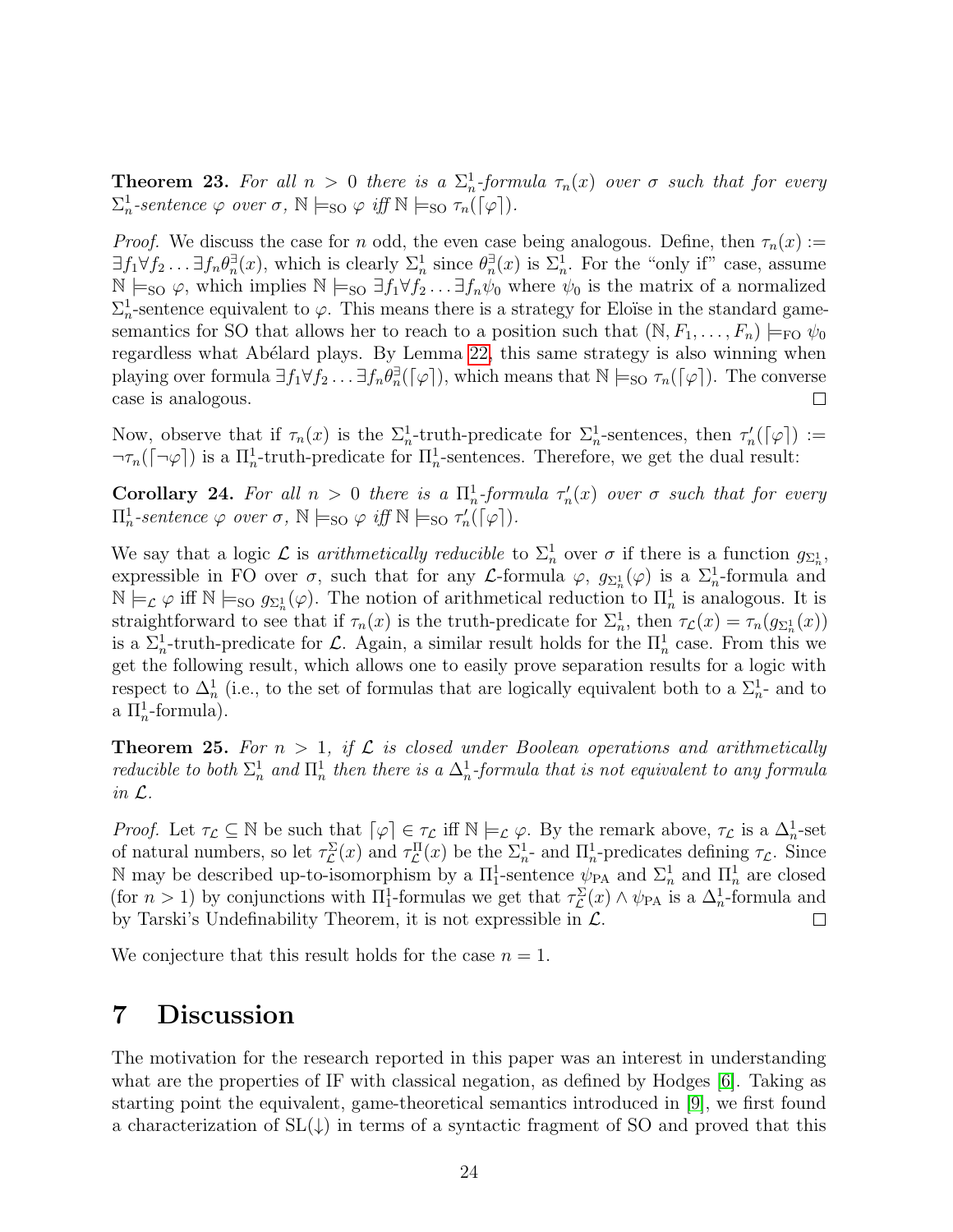**Theorem 23.** *For all $n > 0$ there is a $\Sigma^1_n$-formula $\tau_n(x)$ over $\sigma$ such that for every $\Sigma^1_n$-sentence $\varphi$ over $\sigma$, $\mathbb{N} \models_{\mathrm{SO}} \varphi$ iff $\mathbb{N} \models_{\mathrm{SO}} \tau_n(\ulcorner\varphi\urcorner)$.*

*Proof.* We discuss the case for $n$ odd, the even case being analogous. Define, then $\tau_n(x) := \exists f_1 \forall f_2 \ldots \exists f_n \theta^{\exists}_n(x)$, which is clearly $\Sigma^1_n$ since $\theta^{\exists}_n(x)$ is $\Sigma^1_n$. For the "only if" case, assume $\mathbb{N} \models_{\mathrm{SO}} \varphi$, which implies $\mathbb{N} \models_{\mathrm{SO}} \exists f_1 \forall f_2 \ldots \exists f_n \psi_0$ where $\psi_0$ is the matrix of a normalized $\Sigma^1_n$-sentence equivalent to $\varphi$. This means there is a strategy for Eloïse in the standard game-semantics for SO that allows her to reach to a position such that $(\mathbb{N}, F_1, \ldots, F_n) \models_{\mathrm{FO}} \psi_0$ regardless what Abélard plays. By Lemma 22, this same strategy is also winning when playing over formula $\exists f_1 \forall f_2 \ldots \exists f_n \theta^{\exists}_n(\ulcorner\varphi\urcorner)$, which means that $\mathbb{N} \models_{\mathrm{SO}} \tau_n(\ulcorner\varphi\urcorner)$. The converse case is analogous. $\square$

Now, observe that if $\tau_n(x)$ is the $\Sigma^1_n$-truth-predicate for $\Sigma^1_n$-sentences, then $\tau'_n(\ulcorner\varphi\urcorner) := \neg\tau_n(\ulcorner\neg\varphi\urcorner)$ is a $\Pi^1_n$-truth-predicate for $\Pi^1_n$-sentences. Therefore, we get the dual result:

**Corollary 24.** *For all $n > 0$ there is a $\Pi^1_n$-formula $\tau'_n(x)$ over $\sigma$ such that for every $\Pi^1_n$-sentence $\varphi$ over $\sigma$, $\mathbb{N} \models_{\mathrm{SO}} \varphi$ iff $\mathbb{N} \models_{\mathrm{SO}} \tau'_n(\ulcorner\varphi\urcorner)$.*

We say that a logic $\mathcal{L}$ is *arithmetically reducible* to $\Sigma^1_n$ over $\sigma$ if there is a function $g_{\Sigma^1_n}$, expressible in FO over $\sigma$, such that for any $\mathcal{L}$-formula $\varphi$, $g_{\Sigma^1_n}(\varphi)$ is a $\Sigma^1_n$-formula and $\mathbb{N} \models_{\mathcal{L}} \varphi$ iff $\mathbb{N} \models_{\mathrm{SO}} g_{\Sigma^1_n}(\varphi)$. The notion of arithmetical reduction to $\Pi^1_n$ is analogous. It is straightforward to see that if $\tau_n(x)$ is the truth-predicate for $\Sigma^1_n$, then $\tau_{\mathcal{L}}(x) = \tau_n(g_{\Sigma^1_n}(x))$ is a $\Sigma^1_n$-truth-predicate for $\mathcal{L}$. Again, a similar result holds for the $\Pi^1_n$ case. From this we get the following result, which allows one to easily prove separation results for a logic with respect to $\Delta^1_n$ (i.e., to the set of formulas that are logically equivalent both to a $\Sigma^1_n$- and to a $\Pi^1_n$-formula).

**Theorem 25.** *For $n > 1$, if $\mathcal{L}$ is closed under Boolean operations and arithmetically reducible to both $\Sigma^1_n$ and $\Pi^1_n$ then there is a $\Delta^1_n$-formula that is not equivalent to any formula in $\mathcal{L}$.*

*Proof.* Let $\tau_{\mathcal{L}} \subseteq \mathbb{N}$ be such that $\ulcorner\varphi\urcorner \in \tau_{\mathcal{L}}$ iff $\mathbb{N} \models_{\mathcal{L}} \varphi$. By the remark above, $\tau_{\mathcal{L}}$ is a $\Delta^1_n$-set of natural numbers, so let $\tau^{\Sigma}_{\mathcal{L}}(x)$ and $\tau^{\Pi}_{\mathcal{L}}(x)$ be the $\Sigma^1_n$- and $\Pi^1_n$-predicates defining $\tau_{\mathcal{L}}$. Since $\mathbb{N}$ may be described up-to-isomorphism by a $\Pi^1_1$-sentence $\psi_{\mathrm{PA}}$ and $\Sigma^1_n$ and $\Pi^1_n$ are closed (for $n > 1$) by conjunctions with $\Pi^1_1$-formulas we get that $\tau^{\Sigma}_{\mathcal{L}}(x) \wedge \psi_{\mathrm{PA}}$ is a $\Delta^1_n$-formula and by Tarski's Undefinability Theorem, it is not expressible in $\mathcal{L}$. $\square$

We conjecture that this result holds for the case $n = 1$.

# 7 Discussion

The motivation for the research reported in this paper was an interest in understanding what are the properties of IF with classical negation, as defined by Hodges [6]. Taking as starting point the equivalent, game-theoretical semantics introduced in [9], we first found a characterization of SL(↓) in terms of a syntactic fragment of SO and proved that this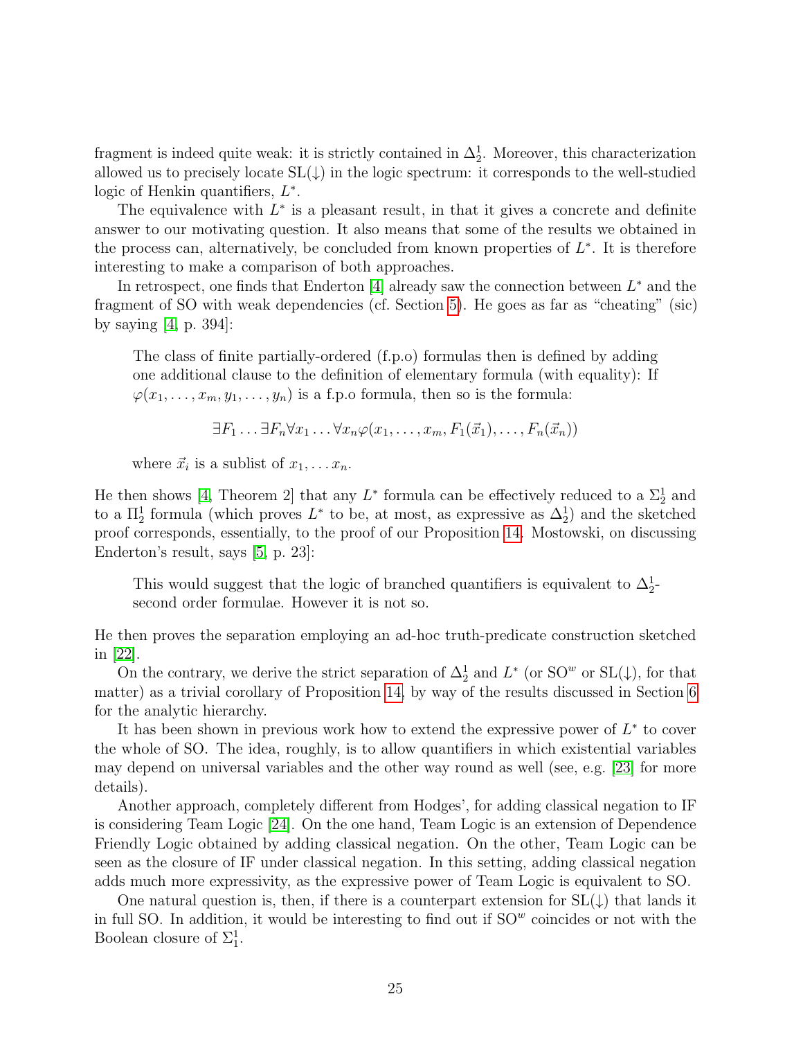fragment is indeed quite weak: it is strictly contained in $\Delta^1_2$. Moreover, this characterization allowed us to precisely locate SL($\downarrow$) in the logic spectrum: it corresponds to the well-studied logic of Henkin quantifiers, $L^*$.

The equivalence with $L^*$ is a pleasant result, in that it gives a concrete and definite answer to our motivating question. It also means that some of the results we obtained in the process can, alternatively, be concluded from known properties of $L^*$. It is therefore interesting to make a comparison of both approaches.

In retrospect, one finds that Enderton [4] already saw the connection between $L^*$ and the fragment of SO with weak dependencies (cf. Section 5). He goes as far as "cheating" (sic) by saying [4, p. 394]:

> The class of finite partially-ordered (f.p.o) formulas then is defined by adding one additional clause to the definition of elementary formula (with equality): If $\varphi(x_1, \ldots, x_m, y_1, \ldots, y_n)$ is a f.p.o formula, then so is the formula:
>
> $$\exists F_1 \ldots \exists F_n \forall x_1 \ldots \forall x_n \varphi(x_1, \ldots, x_m, F_1(\vec{x}_1), \ldots, F_n(\vec{x}_n))$$
>
> where $\vec{x}_i$ is a sublist of $x_1, \ldots x_n$.

He then shows [4, Theorem 2] that any $L^*$ formula can be effectively reduced to a $\Sigma^1_2$ and to a $\Pi^1_2$ formula (which proves $L^*$ to be, at most, as expressive as $\Delta^1_2$) and the sketched proof corresponds, essentially, to the proof of our Proposition 14. Mostowski, on discussing Enderton's result, says [5, p. 23]:

> This would suggest that the logic of branched quantifiers is equivalent to $\Delta^1_2$-second order formulae. However it is not so.

He then proves the separation employing an ad-hoc truth-predicate construction sketched in [22].

On the contrary, we derive the strict separation of $\Delta^1_2$ and $L^*$ (or $\mathrm{SO}^w$ or SL($\downarrow$), for that matter) as a trivial corollary of Proposition 14, by way of the results discussed in Section 6 for the analytic hierarchy.

It has been shown in previous work how to extend the expressive power of $L^*$ to cover the whole of SO. The idea, roughly, is to allow quantifiers in which existential variables may depend on universal variables and the other way round as well (see, e.g. [23] for more details).

Another approach, completely different from Hodges', for adding classical negation to IF is considering Team Logic [24]. On the one hand, Team Logic is an extension of Dependence Friendly Logic obtained by adding classical negation. On the other, Team Logic can be seen as the closure of IF under classical negation. In this setting, adding classical negation adds much more expressivity, as the expressive power of Team Logic is equivalent to SO.

One natural question is, then, if there is a counterpart extension for SL($\downarrow$) that lands it in full SO. In addition, it would be interesting to find out if $\mathrm{SO}^w$ coincides or not with the Boolean closure of $\Sigma^1_1$.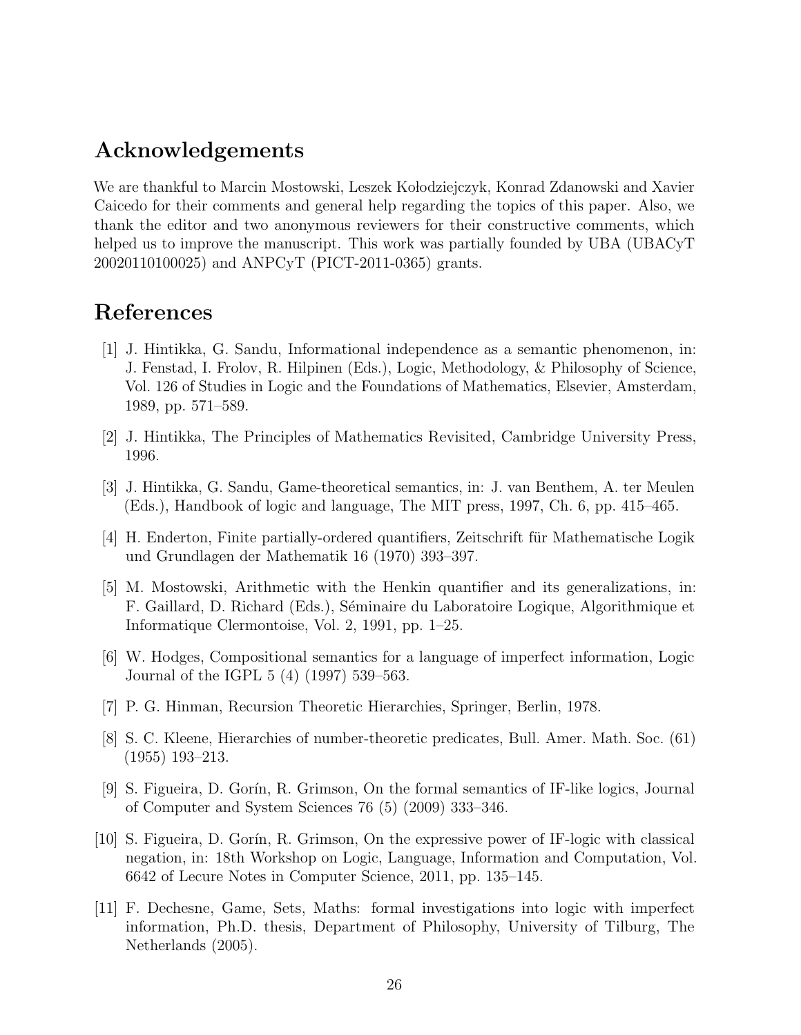## Acknowledgements

We are thankful to Marcin Mostowski, Leszek Kołodziejczyk, Konrad Zdanowski and Xavier Caicedo for their comments and general help regarding the topics of this paper. Also, we thank the editor and two anonymous reviewers for their constructive comments, which helped us to improve the manuscript. This work was partially founded by UBA (UBACyT 20020110100025) and ANPCyT (PICT-2011-0365) grants.

## References

[1] J. Hintikka, G. Sandu, Informational independence as a semantic phenomenon, in: J. Fenstad, I. Frolov, R. Hilpinen (Eds.), Logic, Methodology, & Philosophy of Science, Vol. 126 of Studies in Logic and the Foundations of Mathematics, Elsevier, Amsterdam, 1989, pp. 571–589.

[2] J. Hintikka, The Principles of Mathematics Revisited, Cambridge University Press, 1996.

[3] J. Hintikka, G. Sandu, Game-theoretical semantics, in: J. van Benthem, A. ter Meulen (Eds.), Handbook of logic and language, The MIT press, 1997, Ch. 6, pp. 415–465.

[4] H. Enderton, Finite partially-ordered quantifiers, Zeitschrift für Mathematische Logik und Grundlagen der Mathematik 16 (1970) 393–397.

[5] M. Mostowski, Arithmetic with the Henkin quantifier and its generalizations, in: F. Gaillard, D. Richard (Eds.), Séminaire du Laboratoire Logique, Algorithmique et Informatique Clermontoise, Vol. 2, 1991, pp. 1–25.

[6] W. Hodges, Compositional semantics for a language of imperfect information, Logic Journal of the IGPL 5 (4) (1997) 539–563.

[7] P. G. Hinman, Recursion Theoretic Hierarchies, Springer, Berlin, 1978.

[8] S. C. Kleene, Hierarchies of number-theoretic predicates, Bull. Amer. Math. Soc. (61) (1955) 193–213.

[9] S. Figueira, D. Gorín, R. Grimson, On the formal semantics of IF-like logics, Journal of Computer and System Sciences 76 (5) (2009) 333–346.

[10] S. Figueira, D. Gorín, R. Grimson, On the expressive power of IF-logic with classical negation, in: 18th Workshop on Logic, Language, Information and Computation, Vol. 6642 of Lecure Notes in Computer Science, 2011, pp. 135–145.

[11] F. Dechesne, Game, Sets, Maths: formal investigations into logic with imperfect information, Ph.D. thesis, Department of Philosophy, University of Tilburg, The Netherlands (2005).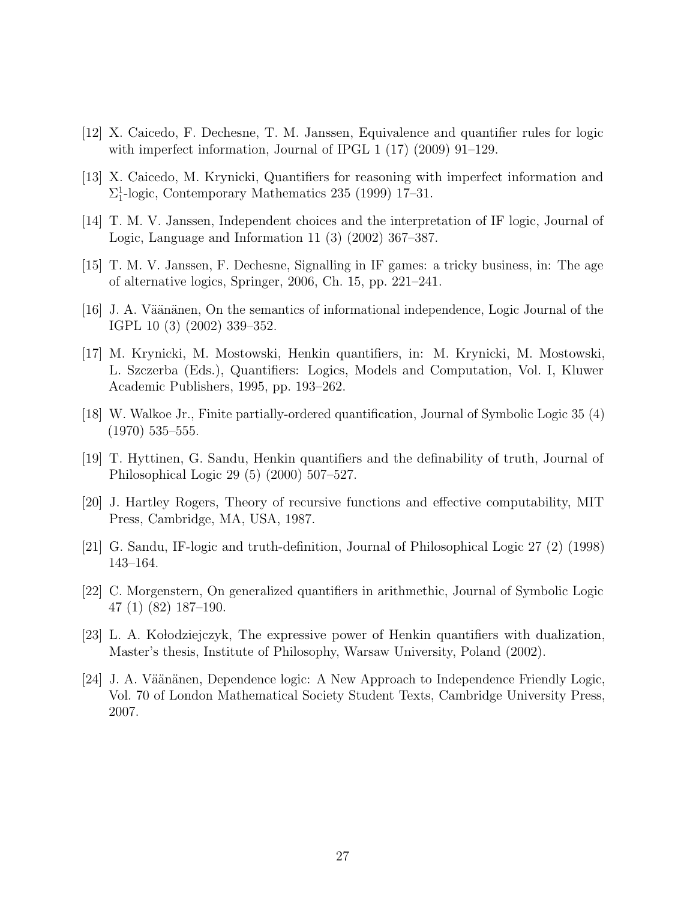[12] X. Caicedo, F. Dechesne, T. M. Janssen, Equivalence and quantifier rules for logic with imperfect information, Journal of IPGL 1 (17) (2009) 91–129.

[13] X. Caicedo, M. Krynicki, Quantifiers for reasoning with imperfect information and $\Sigma_1^1$-logic, Contemporary Mathematics 235 (1999) 17–31.

[14] T. M. V. Janssen, Independent choices and the interpretation of IF logic, Journal of Logic, Language and Information 11 (3) (2002) 367–387.

[15] T. M. V. Janssen, F. Dechesne, Signalling in IF games: a tricky business, in: The age of alternative logics, Springer, 2006, Ch. 15, pp. 221–241.

[16] J. A. Väänänen, On the semantics of informational independence, Logic Journal of the IGPL 10 (3) (2002) 339–352.

[17] M. Krynicki, M. Mostowski, Henkin quantifiers, in: M. Krynicki, M. Mostowski, L. Szczerba (Eds.), Quantifiers: Logics, Models and Computation, Vol. I, Kluwer Academic Publishers, 1995, pp. 193–262.

[18] W. Walkoe Jr., Finite partially-ordered quantification, Journal of Symbolic Logic 35 (4) (1970) 535–555.

[19] T. Hyttinen, G. Sandu, Henkin quantifiers and the definability of truth, Journal of Philosophical Logic 29 (5) (2000) 507–527.

[20] J. Hartley Rogers, Theory of recursive functions and effective computability, MIT Press, Cambridge, MA, USA, 1987.

[21] G. Sandu, IF-logic and truth-definition, Journal of Philosophical Logic 27 (2) (1998) 143–164.

[22] C. Morgenstern, On generalized quantifiers in arithmethic, Journal of Symbolic Logic 47 (1) (82) 187–190.

[23] L. A. Kołodziejczyk, The expressive power of Henkin quantifiers with dualization, Master's thesis, Institute of Philosophy, Warsaw University, Poland (2002).

[24] J. A. Väänänen, Dependence logic: A New Approach to Independence Friendly Logic, Vol. 70 of London Mathematical Society Student Texts, Cambridge University Press, 2007.